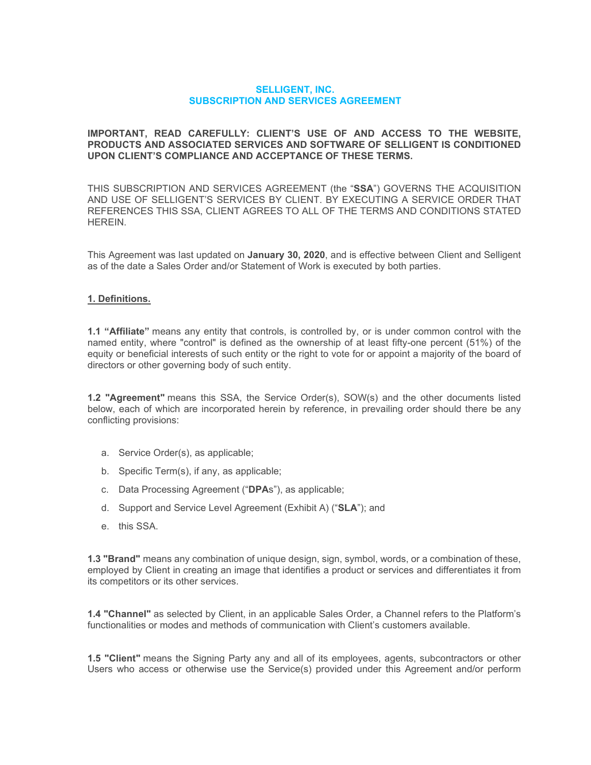# SELLIGENT, INC.
# SUBSCRIPTION AND SERVICES AGREEMENT

**IMPORTANT, READ CAREFULLY: CLIENT'S USE OF AND ACCESS TO THE WEBSITE, PRODUCTS AND ASSOCIATED SERVICES AND SOFTWARE OF SELLIGENT IS CONDITIONED UPON CLIENT'S COMPLIANCE AND ACCEPTANCE OF THESE TERMS.**

THIS SUBSCRIPTION AND SERVICES AGREEMENT (the "**SSA**") GOVERNS THE ACQUISITION AND USE OF SELLIGENT'S SERVICES BY CLIENT. BY EXECUTING A SERVICE ORDER THAT REFERENCES THIS SSA, CLIENT AGREES TO ALL OF THE TERMS AND CONDITIONS STATED HEREIN.

This Agreement was last updated on **January 30, 2020**, and is effective between Client and Selligent as of the date a Sales Order and/or Statement of Work is executed by both parties.

## 1. Definitions.

**1.1 "Affiliate"** means any entity that controls, is controlled by, or is under common control with the named entity, where "control" is defined as the ownership of at least fifty-one percent (51%) of the equity or beneficial interests of such entity or the right to vote for or appoint a majority of the board of directors or other governing body of such entity.

**1.2 "Agreement"** means this SSA, the Service Order(s), SOW(s) and the other documents listed below, each of which are incorporated herein by reference, in prevailing order should there be any conflicting provisions:

a. Service Order(s), as applicable;

b. Specific Term(s), if any, as applicable;

c. Data Processing Agreement ("**DPA**s"), as applicable;

d. Support and Service Level Agreement (Exhibit A) ("**SLA**"); and

e. this SSA.

**1.3 "Brand"** means any combination of unique design, sign, symbol, words, or a combination of these, employed by Client in creating an image that identifies a product or services and differentiates it from its competitors or its other services.

**1.4 "Channel"** as selected by Client, in an applicable Sales Order, a Channel refers to the Platform's functionalities or modes and methods of communication with Client's customers available.

**1.5 "Client"** means the Signing Party any and all of its employees, agents, subcontractors or other Users who access or otherwise use the Service(s) provided under this Agreement and/or perform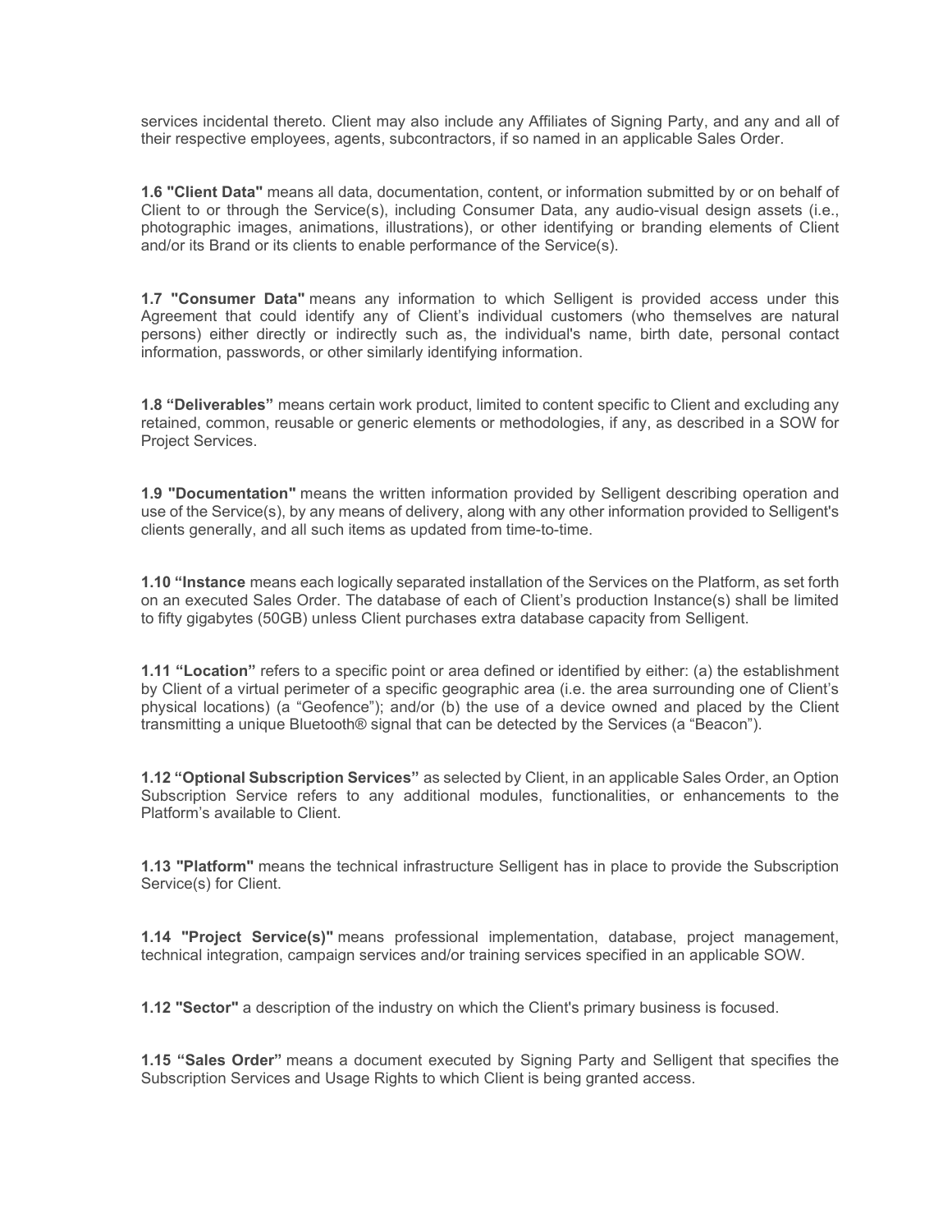services incidental thereto. Client may also include any Affiliates of Signing Party, and any and all of their respective employees, agents, subcontractors, if so named in an applicable Sales Order.

**1.6 "Client Data"** means all data, documentation, content, or information submitted by or on behalf of Client to or through the Service(s), including Consumer Data, any audio-visual design assets (i.e., photographic images, animations, illustrations), or other identifying or branding elements of Client and/or its Brand or its clients to enable performance of the Service(s).

**1.7 "Consumer Data"** means any information to which Selligent is provided access under this Agreement that could identify any of Client's individual customers (who themselves are natural persons) either directly or indirectly such as, the individual's name, birth date, personal contact information, passwords, or other similarly identifying information.

**1.8 "Deliverables"** means certain work product, limited to content specific to Client and excluding any retained, common, reusable or generic elements or methodologies, if any, as described in a SOW for Project Services.

**1.9 "Documentation"** means the written information provided by Selligent describing operation and use of the Service(s), by any means of delivery, along with any other information provided to Selligent's clients generally, and all such items as updated from time-to-time.

**1.10 "Instance** means each logically separated installation of the Services on the Platform, as set forth on an executed Sales Order. The database of each of Client's production Instance(s) shall be limited to fifty gigabytes (50GB) unless Client purchases extra database capacity from Selligent.

**1.11 "Location"** refers to a specific point or area defined or identified by either: (a) the establishment by Client of a virtual perimeter of a specific geographic area (i.e. the area surrounding one of Client's physical locations) (a "Geofence"); and/or (b) the use of a device owned and placed by the Client transmitting a unique Bluetooth® signal that can be detected by the Services (a "Beacon").

**1.12 "Optional Subscription Services"** as selected by Client, in an applicable Sales Order, an Option Subscription Service refers to any additional modules, functionalities, or enhancements to the Platform's available to Client.

**1.13 "Platform"** means the technical infrastructure Selligent has in place to provide the Subscription Service(s) for Client.

**1.14 "Project Service(s)"** means professional implementation, database, project management, technical integration, campaign services and/or training services specified in an applicable SOW.

**1.12 "Sector"** a description of the industry on which the Client's primary business is focused.

**1.15 "Sales Order"** means a document executed by Signing Party and Selligent that specifies the Subscription Services and Usage Rights to which Client is being granted access.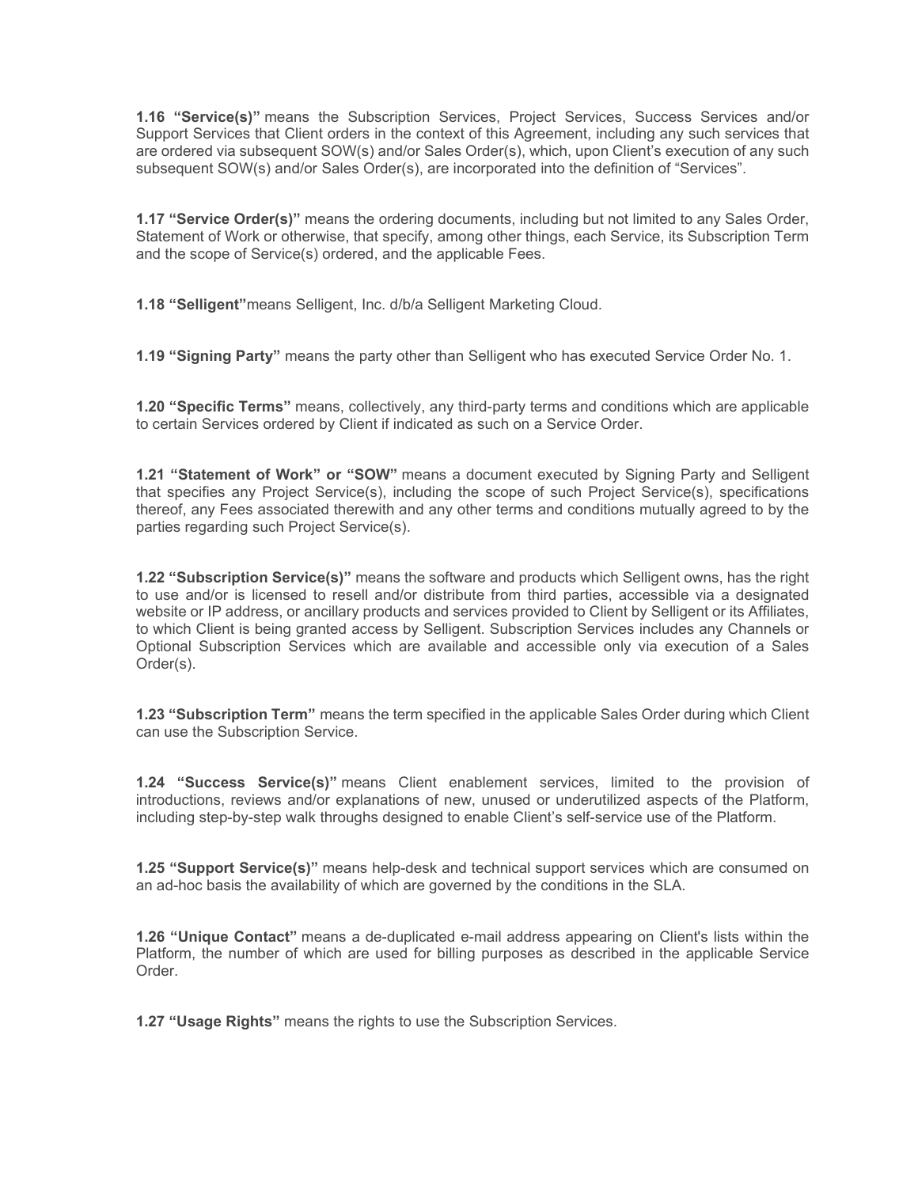**1.16 "Service(s)"** means the Subscription Services, Project Services, Success Services and/or Support Services that Client orders in the context of this Agreement, including any such services that are ordered via subsequent SOW(s) and/or Sales Order(s), which, upon Client's execution of any such subsequent SOW(s) and/or Sales Order(s), are incorporated into the definition of "Services".

**1.17 "Service Order(s)"** means the ordering documents, including but not limited to any Sales Order, Statement of Work or otherwise, that specify, among other things, each Service, its Subscription Term and the scope of Service(s) ordered, and the applicable Fees.

**1.18 "Selligent"**means Selligent, Inc. d/b/a Selligent Marketing Cloud.

**1.19 "Signing Party"** means the party other than Selligent who has executed Service Order No. 1.

**1.20 "Specific Terms"** means, collectively, any third-party terms and conditions which are applicable to certain Services ordered by Client if indicated as such on a Service Order.

**1.21 "Statement of Work" or "SOW"** means a document executed by Signing Party and Selligent that specifies any Project Service(s), including the scope of such Project Service(s), specifications thereof, any Fees associated therewith and any other terms and conditions mutually agreed to by the parties regarding such Project Service(s).

**1.22 "Subscription Service(s)"** means the software and products which Selligent owns, has the right to use and/or is licensed to resell and/or distribute from third parties, accessible via a designated website or IP address, or ancillary products and services provided to Client by Selligent or its Affiliates, to which Client is being granted access by Selligent. Subscription Services includes any Channels or Optional Subscription Services which are available and accessible only via execution of a Sales Order(s).

**1.23 "Subscription Term"** means the term specified in the applicable Sales Order during which Client can use the Subscription Service.

**1.24 "Success Service(s)"** means Client enablement services, limited to the provision of introductions, reviews and/or explanations of new, unused or underutilized aspects of the Platform, including step-by-step walk throughs designed to enable Client's self-service use of the Platform.

**1.25 "Support Service(s)"** means help-desk and technical support services which are consumed on an ad-hoc basis the availability of which are governed by the conditions in the SLA.

**1.26 "Unique Contact"** means a de-duplicated e-mail address appearing on Client's lists within the Platform, the number of which are used for billing purposes as described in the applicable Service Order.

**1.27 "Usage Rights"** means the rights to use the Subscription Services.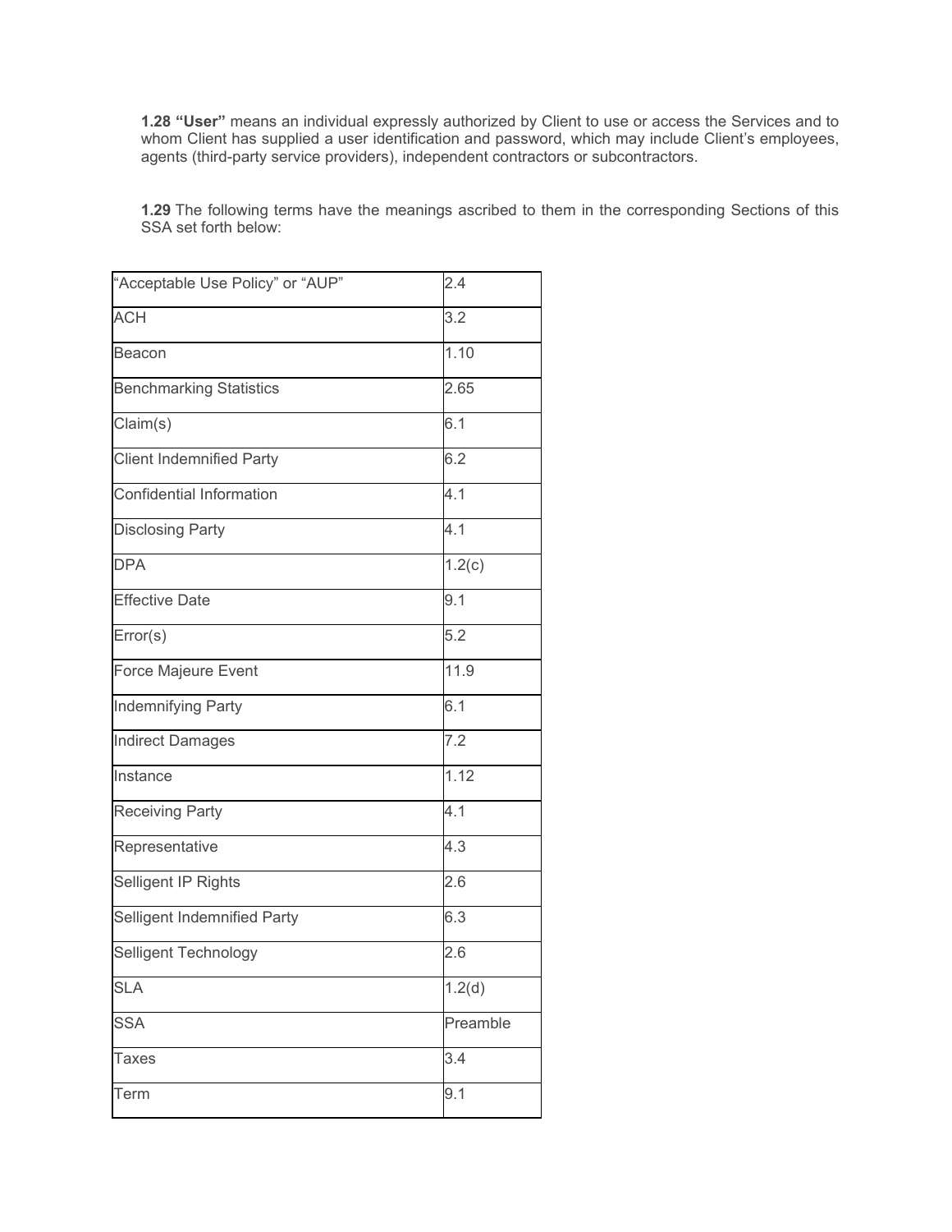**1.28 "User"** means an individual expressly authorized by Client to use or access the Services and to whom Client has supplied a user identification and password, which may include Client's employees, agents (third-party service providers), independent contractors or subcontractors.

**1.29** The following terms have the meanings ascribed to them in the corresponding Sections of this SSA set forth below:

| | |
|---|---|
| "Acceptable Use Policy" or "AUP" | 2.4 |
| ACH | 3.2 |
| Beacon | 1.10 |
| Benchmarking Statistics | 2.65 |
| Claim(s) | 6.1 |
| Client Indemnified Party | 6.2 |
| Confidential Information | 4.1 |
| Disclosing Party | 4.1 |
| DPA | 1.2(c) |
| Effective Date | 9.1 |
| Error(s) | 5.2 |
| Force Majeure Event | 11.9 |
| Indemnifying Party | 6.1 |
| Indirect Damages | 7.2 |
| Instance | 1.12 |
| Receiving Party | 4.1 |
| Representative | 4.3 |
| Selligent IP Rights | 2.6 |
| Selligent Indemnified Party | 6.3 |
| Selligent Technology | 2.6 |
| SLA | 1.2(d) |
| SSA | Preamble |
| Taxes | 3.4 |
| Term | 9.1 |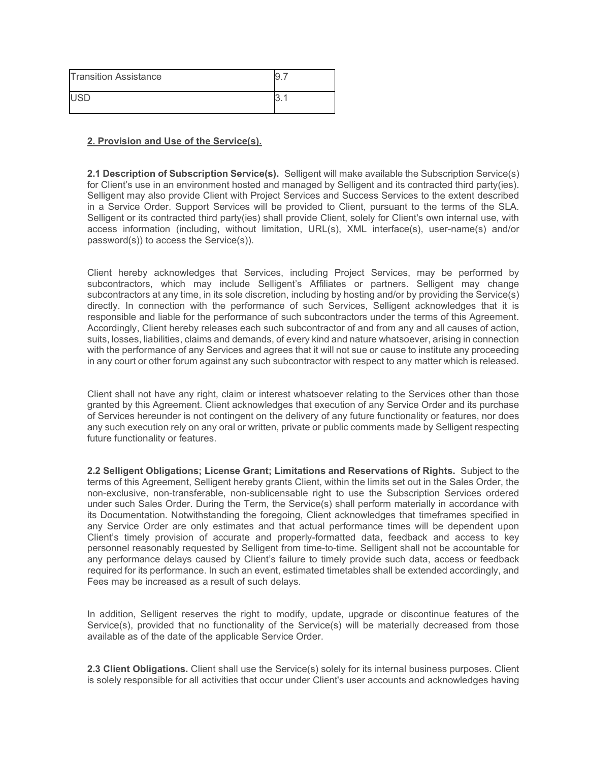| Transition Assistance | 9.7 |
|---|---|
| USD | 3.1 |

## 2. Provision and Use of the Service(s).

**2.1 Description of Subscription Service(s).** Selligent will make available the Subscription Service(s) for Client's use in an environment hosted and managed by Selligent and its contracted third party(ies). Selligent may also provide Client with Project Services and Success Services to the extent described in a Service Order. Support Services will be provided to Client, pursuant to the terms of the SLA. Selligent or its contracted third party(ies) shall provide Client, solely for Client's own internal use, with access information (including, without limitation, URL(s), XML interface(s), user-name(s) and/or password(s)) to access the Service(s)).

Client hereby acknowledges that Services, including Project Services, may be performed by subcontractors, which may include Selligent's Affiliates or partners. Selligent may change subcontractors at any time, in its sole discretion, including by hosting and/or by providing the Service(s) directly. In connection with the performance of such Services, Selligent acknowledges that it is responsible and liable for the performance of such subcontractors under the terms of this Agreement. Accordingly, Client hereby releases each such subcontractor of and from any and all causes of action, suits, losses, liabilities, claims and demands, of every kind and nature whatsoever, arising in connection with the performance of any Services and agrees that it will not sue or cause to institute any proceeding in any court or other forum against any such subcontractor with respect to any matter which is released.

Client shall not have any right, claim or interest whatsoever relating to the Services other than those granted by this Agreement. Client acknowledges that execution of any Service Order and its purchase of Services hereunder is not contingent on the delivery of any future functionality or features, nor does any such execution rely on any oral or written, private or public comments made by Selligent respecting future functionality or features.

**2.2 Selligent Obligations; License Grant; Limitations and Reservations of Rights.** Subject to the terms of this Agreement, Selligent hereby grants Client, within the limits set out in the Sales Order, the non-exclusive, non-transferable, non-sublicensable right to use the Subscription Services ordered under such Sales Order. During the Term, the Service(s) shall perform materially in accordance with its Documentation. Notwithstanding the foregoing, Client acknowledges that timeframes specified in any Service Order are only estimates and that actual performance times will be dependent upon Client's timely provision of accurate and properly-formatted data, feedback and access to key personnel reasonably requested by Selligent from time-to-time. Selligent shall not be accountable for any performance delays caused by Client's failure to timely provide such data, access or feedback required for its performance. In such an event, estimated timetables shall be extended accordingly, and Fees may be increased as a result of such delays.

In addition, Selligent reserves the right to modify, update, upgrade or discontinue features of the Service(s), provided that no functionality of the Service(s) will be materially decreased from those available as of the date of the applicable Service Order.

**2.3 Client Obligations.** Client shall use the Service(s) solely for its internal business purposes. Client is solely responsible for all activities that occur under Client's user accounts and acknowledges having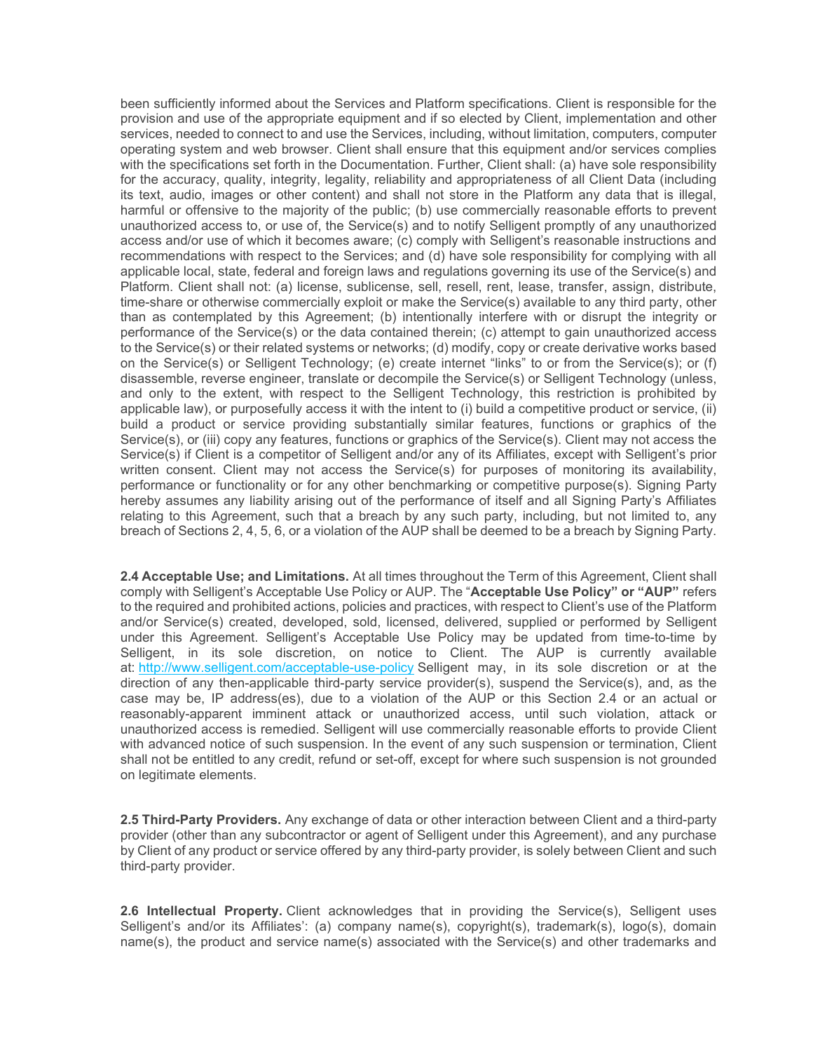been sufficiently informed about the Services and Platform specifications. Client is responsible for the provision and use of the appropriate equipment and if so elected by Client, implementation and other services, needed to connect to and use the Services, including, without limitation, computers, computer operating system and web browser. Client shall ensure that this equipment and/or services complies with the specifications set forth in the Documentation. Further, Client shall: (a) have sole responsibility for the accuracy, quality, integrity, legality, reliability and appropriateness of all Client Data (including its text, audio, images or other content) and shall not store in the Platform any data that is illegal, harmful or offensive to the majority of the public; (b) use commercially reasonable efforts to prevent unauthorized access to, or use of, the Service(s) and to notify Selligent promptly of any unauthorized access and/or use of which it becomes aware; (c) comply with Selligent's reasonable instructions and recommendations with respect to the Services; and (d) have sole responsibility for complying with all applicable local, state, federal and foreign laws and regulations governing its use of the Service(s) and Platform. Client shall not: (a) license, sublicense, sell, resell, rent, lease, transfer, assign, distribute, time-share or otherwise commercially exploit or make the Service(s) available to any third party, other than as contemplated by this Agreement; (b) intentionally interfere with or disrupt the integrity or performance of the Service(s) or the data contained therein; (c) attempt to gain unauthorized access to the Service(s) or their related systems or networks; (d) modify, copy or create derivative works based on the Service(s) or Selligent Technology; (e) create internet "links" to or from the Service(s); or (f) disassemble, reverse engineer, translate or decompile the Service(s) or Selligent Technology (unless, and only to the extent, with respect to the Selligent Technology, this restriction is prohibited by applicable law), or purposefully access it with the intent to (i) build a competitive product or service, (ii) build a product or service providing substantially similar features, functions or graphics of the Service(s), or (iii) copy any features, functions or graphics of the Service(s). Client may not access the Service(s) if Client is a competitor of Selligent and/or any of its Affiliates, except with Selligent's prior written consent. Client may not access the Service(s) for purposes of monitoring its availability, performance or functionality or for any other benchmarking or competitive purpose(s). Signing Party hereby assumes any liability arising out of the performance of itself and all Signing Party's Affiliates relating to this Agreement, such that a breach by any such party, including, but not limited to, any breach of Sections 2, 4, 5, 6, or a violation of the AUP shall be deemed to be a breach by Signing Party.

**2.4 Acceptable Use; and Limitations.** At all times throughout the Term of this Agreement, Client shall comply with Selligent's Acceptable Use Policy or AUP. The "**Acceptable Use Policy" or "AUP"** refers to the required and prohibited actions, policies and practices, with respect to Client's use of the Platform and/or Service(s) created, developed, sold, licensed, delivered, supplied or performed by Selligent under this Agreement. Selligent's Acceptable Use Policy may be updated from time-to-time by Selligent, in its sole discretion, on notice to Client. The AUP is currently available at: http://www.selligent.com/acceptable-use-policy Selligent may, in its sole discretion or at the direction of any then-applicable third-party service provider(s), suspend the Service(s), and, as the case may be, IP address(es), due to a violation of the AUP or this Section 2.4 or an actual or reasonably-apparent imminent attack or unauthorized access, until such violation, attack or unauthorized access is remedied. Selligent will use commercially reasonable efforts to provide Client with advanced notice of such suspension. In the event of any such suspension or termination, Client shall not be entitled to any credit, refund or set-off, except for where such suspension is not grounded on legitimate elements.

**2.5 Third-Party Providers.** Any exchange of data or other interaction between Client and a third-party provider (other than any subcontractor or agent of Selligent under this Agreement), and any purchase by Client of any product or service offered by any third-party provider, is solely between Client and such third-party provider.

**2.6 Intellectual Property.** Client acknowledges that in providing the Service(s), Selligent uses Selligent's and/or its Affiliates': (a) company name(s), copyright(s), trademark(s), logo(s), domain name(s), the product and service name(s) associated with the Service(s) and other trademarks and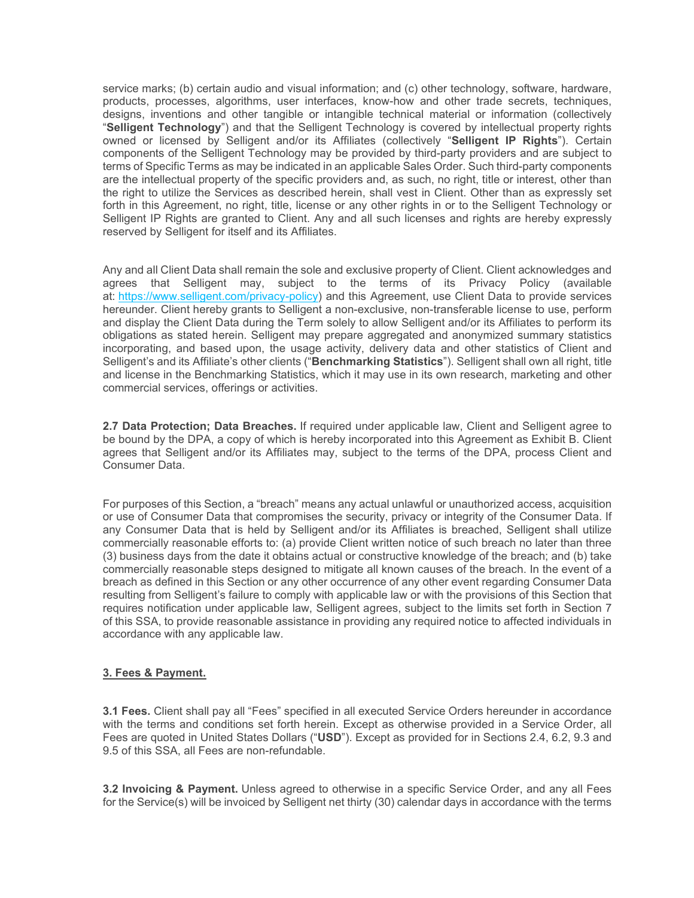service marks; (b) certain audio and visual information; and (c) other technology, software, hardware, products, processes, algorithms, user interfaces, know-how and other trade secrets, techniques, designs, inventions and other tangible or intangible technical material or information (collectively "**Selligent Technology**") and that the Selligent Technology is covered by intellectual property rights owned or licensed by Selligent and/or its Affiliates (collectively "**Selligent IP Rights**"). Certain components of the Selligent Technology may be provided by third-party providers and are subject to terms of Specific Terms as may be indicated in an applicable Sales Order. Such third-party components are the intellectual property of the specific providers and, as such, no right, title or interest, other than the right to utilize the Services as described herein, shall vest in Client. Other than as expressly set forth in this Agreement, no right, title, license or any other rights in or to the Selligent Technology or Selligent IP Rights are granted to Client. Any and all such licenses and rights are hereby expressly reserved by Selligent for itself and its Affiliates.

Any and all Client Data shall remain the sole and exclusive property of Client. Client acknowledges and agrees that Selligent may, subject to the terms of its Privacy Policy (available at: [https://www.selligent.com/privacy-policy](https://www.selligent.com/privacy-policy)) and this Agreement, use Client Data to provide services hereunder. Client hereby grants to Selligent a non-exclusive, non-transferable license to use, perform and display the Client Data during the Term solely to allow Selligent and/or its Affiliates to perform its obligations as stated herein. Selligent may prepare aggregated and anonymized summary statistics incorporating, and based upon, the usage activity, delivery data and other statistics of Client and Selligent's and its Affiliate's other clients ("**Benchmarking Statistics**"). Selligent shall own all right, title and license in the Benchmarking Statistics, which it may use in its own research, marketing and other commercial services, offerings or activities.

**2.7 Data Protection; Data Breaches.** If required under applicable law, Client and Selligent agree to be bound by the DPA, a copy of which is hereby incorporated into this Agreement as Exhibit B. Client agrees that Selligent and/or its Affiliates may, subject to the terms of the DPA, process Client and Consumer Data.

For purposes of this Section, a "breach" means any actual unlawful or unauthorized access, acquisition or use of Consumer Data that compromises the security, privacy or integrity of the Consumer Data. If any Consumer Data that is held by Selligent and/or its Affiliates is breached, Selligent shall utilize commercially reasonable efforts to: (a) provide Client written notice of such breach no later than three (3) business days from the date it obtains actual or constructive knowledge of the breach; and (b) take commercially reasonable steps designed to mitigate all known causes of the breach. In the event of a breach as defined in this Section or any other occurrence of any other event regarding Consumer Data resulting from Selligent's failure to comply with applicable law or with the provisions of this Section that requires notification under applicable law, Selligent agrees, subject to the limits set forth in Section 7 of this SSA, to provide reasonable assistance in providing any required notice to affected individuals in accordance with any applicable law.

**3. Fees & Payment.**

**3.1 Fees.** Client shall pay all "Fees" specified in all executed Service Orders hereunder in accordance with the terms and conditions set forth herein. Except as otherwise provided in a Service Order, all Fees are quoted in United States Dollars ("**USD**"). Except as provided for in Sections 2.4, 6.2, 9.3 and 9.5 of this SSA, all Fees are non-refundable.

**3.2 Invoicing & Payment.** Unless agreed to otherwise in a specific Service Order, and any all Fees for the Service(s) will be invoiced by Selligent net thirty (30) calendar days in accordance with the terms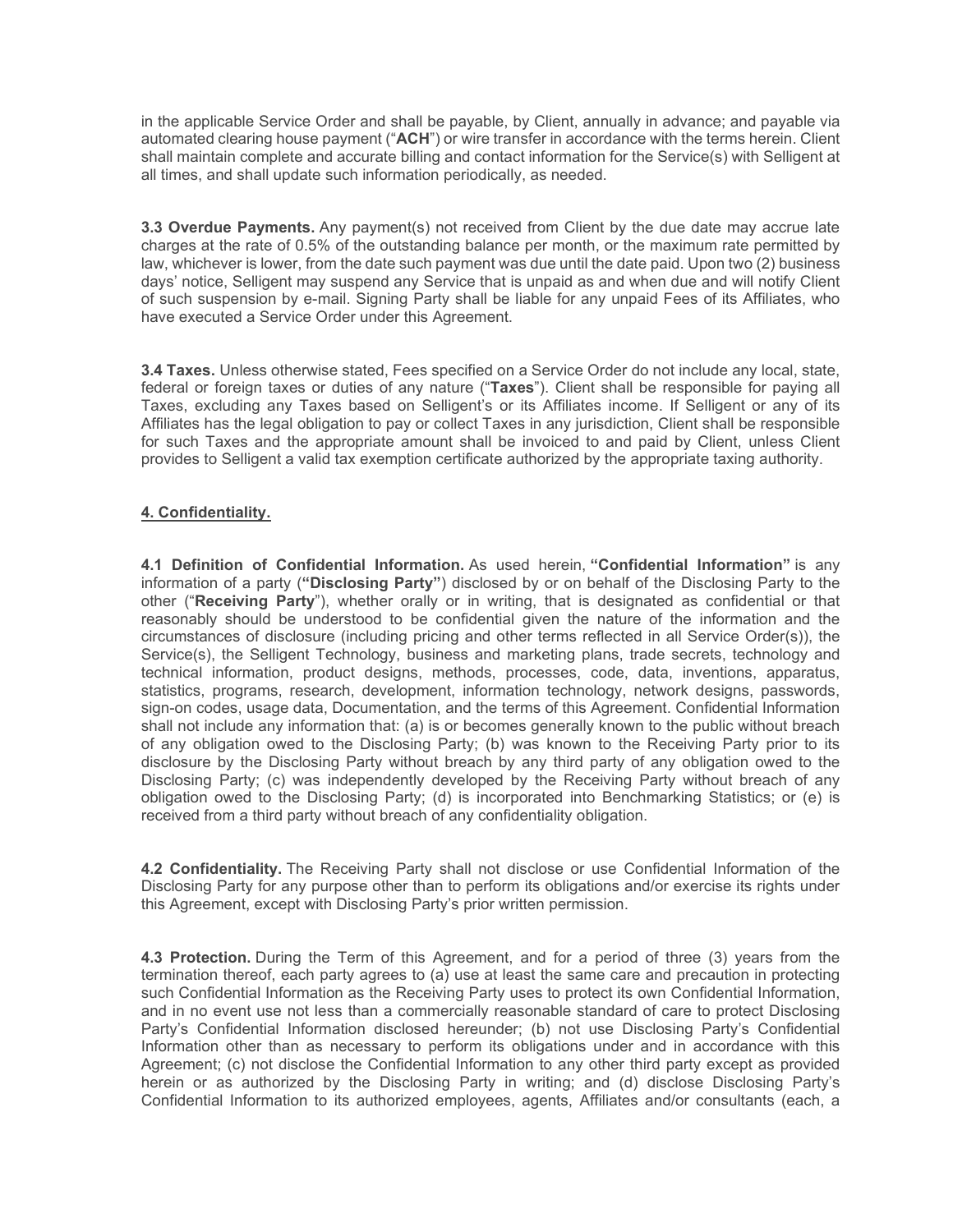in the applicable Service Order and shall be payable, by Client, annually in advance; and payable via automated clearing house payment ("**ACH**") or wire transfer in accordance with the terms herein. Client shall maintain complete and accurate billing and contact information for the Service(s) with Selligent at all times, and shall update such information periodically, as needed.

**3.3 Overdue Payments.** Any payment(s) not received from Client by the due date may accrue late charges at the rate of 0.5% of the outstanding balance per month, or the maximum rate permitted by law, whichever is lower, from the date such payment was due until the date paid. Upon two (2) business days' notice, Selligent may suspend any Service that is unpaid as and when due and will notify Client of such suspension by e-mail. Signing Party shall be liable for any unpaid Fees of its Affiliates, who have executed a Service Order under this Agreement.

**3.4 Taxes.** Unless otherwise stated, Fees specified on a Service Order do not include any local, state, federal or foreign taxes or duties of any nature ("**Taxes**"). Client shall be responsible for paying all Taxes, excluding any Taxes based on Selligent's or its Affiliates income. If Selligent or any of its Affiliates has the legal obligation to pay or collect Taxes in any jurisdiction, Client shall be responsible for such Taxes and the appropriate amount shall be invoiced to and paid by Client, unless Client provides to Selligent a valid tax exemption certificate authorized by the appropriate taxing authority.

## 4. Confidentiality.

**4.1 Definition of Confidential Information.** As used herein, **"Confidential Information"** is any information of a party (**"Disclosing Party"**) disclosed by or on behalf of the Disclosing Party to the other ("**Receiving Party**"), whether orally or in writing, that is designated as confidential or that reasonably should be understood to be confidential given the nature of the information and the circumstances of disclosure (including pricing and other terms reflected in all Service Order(s)), the Service(s), the Selligent Technology, business and marketing plans, trade secrets, technology and technical information, product designs, methods, processes, code, data, inventions, apparatus, statistics, programs, research, development, information technology, network designs, passwords, sign-on codes, usage data, Documentation, and the terms of this Agreement. Confidential Information shall not include any information that: (a) is or becomes generally known to the public without breach of any obligation owed to the Disclosing Party; (b) was known to the Receiving Party prior to its disclosure by the Disclosing Party without breach by any third party of any obligation owed to the Disclosing Party; (c) was independently developed by the Receiving Party without breach of any obligation owed to the Disclosing Party; (d) is incorporated into Benchmarking Statistics; or (e) is received from a third party without breach of any confidentiality obligation.

**4.2 Confidentiality.** The Receiving Party shall not disclose or use Confidential Information of the Disclosing Party for any purpose other than to perform its obligations and/or exercise its rights under this Agreement, except with Disclosing Party's prior written permission.

**4.3 Protection.** During the Term of this Agreement, and for a period of three (3) years from the termination thereof, each party agrees to (a) use at least the same care and precaution in protecting such Confidential Information as the Receiving Party uses to protect its own Confidential Information, and in no event use not less than a commercially reasonable standard of care to protect Disclosing Party's Confidential Information disclosed hereunder; (b) not use Disclosing Party's Confidential Information other than as necessary to perform its obligations under and in accordance with this Agreement; (c) not disclose the Confidential Information to any other third party except as provided herein or as authorized by the Disclosing Party in writing; and (d) disclose Disclosing Party's Confidential Information to its authorized employees, agents, Affiliates and/or consultants (each, a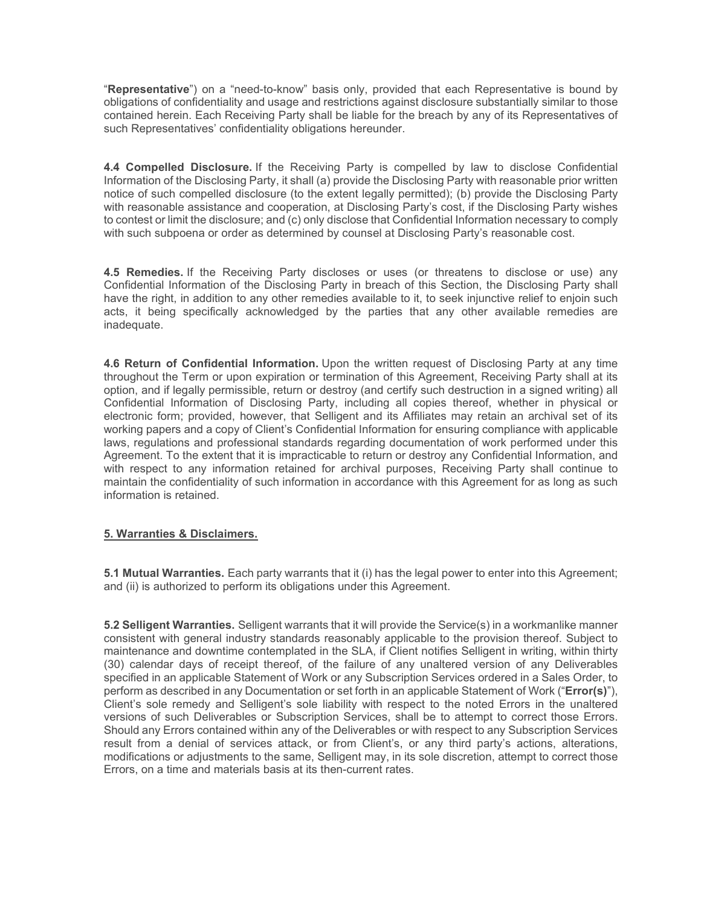"**Representative**") on a "need-to-know" basis only, provided that each Representative is bound by obligations of confidentiality and usage and restrictions against disclosure substantially similar to those contained herein. Each Receiving Party shall be liable for the breach by any of its Representatives of such Representatives' confidentiality obligations hereunder.

**4.4 Compelled Disclosure.** If the Receiving Party is compelled by law to disclose Confidential Information of the Disclosing Party, it shall (a) provide the Disclosing Party with reasonable prior written notice of such compelled disclosure (to the extent legally permitted); (b) provide the Disclosing Party with reasonable assistance and cooperation, at Disclosing Party's cost, if the Disclosing Party wishes to contest or limit the disclosure; and (c) only disclose that Confidential Information necessary to comply with such subpoena or order as determined by counsel at Disclosing Party's reasonable cost.

**4.5 Remedies.** If the Receiving Party discloses or uses (or threatens to disclose or use) any Confidential Information of the Disclosing Party in breach of this Section, the Disclosing Party shall have the right, in addition to any other remedies available to it, to seek injunctive relief to enjoin such acts, it being specifically acknowledged by the parties that any other available remedies are inadequate.

**4.6 Return of Confidential Information.** Upon the written request of Disclosing Party at any time throughout the Term or upon expiration or termination of this Agreement, Receiving Party shall at its option, and if legally permissible, return or destroy (and certify such destruction in a signed writing) all Confidential Information of Disclosing Party, including all copies thereof, whether in physical or electronic form; provided, however, that Selligent and its Affiliates may retain an archival set of its working papers and a copy of Client's Confidential Information for ensuring compliance with applicable laws, regulations and professional standards regarding documentation of work performed under this Agreement. To the extent that it is impracticable to return or destroy any Confidential Information, and with respect to any information retained for archival purposes, Receiving Party shall continue to maintain the confidentiality of such information in accordance with this Agreement for as long as such information is retained.

## 5. Warranties & Disclaimers.

**5.1 Mutual Warranties.** Each party warrants that it (i) has the legal power to enter into this Agreement; and (ii) is authorized to perform its obligations under this Agreement.

**5.2 Selligent Warranties.** Selligent warrants that it will provide the Service(s) in a workmanlike manner consistent with general industry standards reasonably applicable to the provision thereof. Subject to maintenance and downtime contemplated in the SLA, if Client notifies Selligent in writing, within thirty (30) calendar days of receipt thereof, of the failure of any unaltered version of any Deliverables specified in an applicable Statement of Work or any Subscription Services ordered in a Sales Order, to perform as described in any Documentation or set forth in an applicable Statement of Work ("**Error(s)**"), Client's sole remedy and Selligent's sole liability with respect to the noted Errors in the unaltered versions of such Deliverables or Subscription Services, shall be to attempt to correct those Errors. Should any Errors contained within any of the Deliverables or with respect to any Subscription Services result from a denial of services attack, or from Client's, or any third party's actions, alterations, modifications or adjustments to the same, Selligent may, in its sole discretion, attempt to correct those Errors, on a time and materials basis at its then-current rates.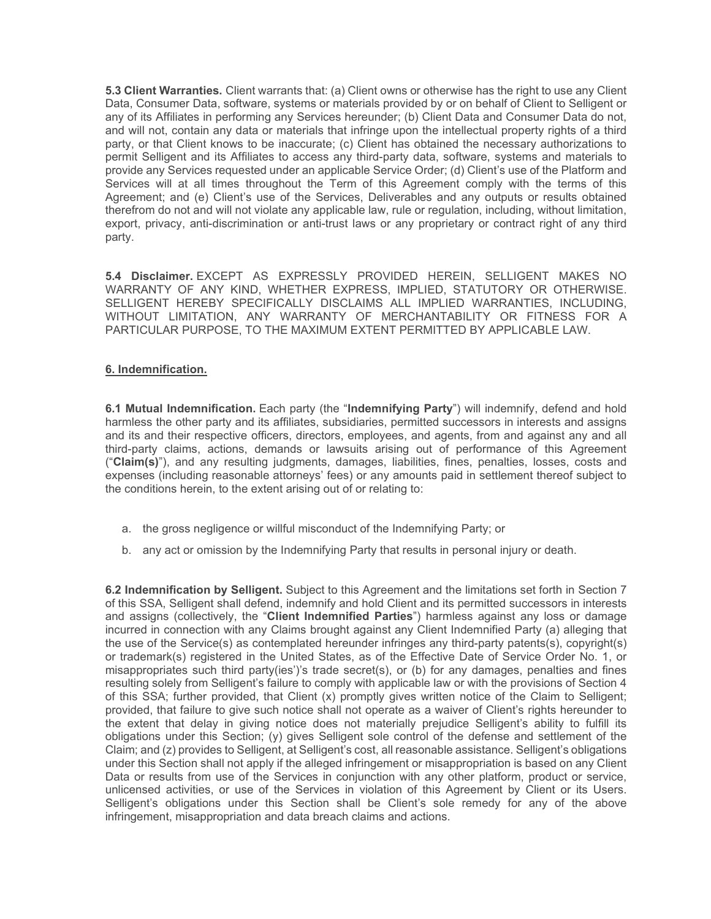**5.3 Client Warranties.** Client warrants that: (a) Client owns or otherwise has the right to use any Client Data, Consumer Data, software, systems or materials provided by or on behalf of Client to Selligent or any of its Affiliates in performing any Services hereunder; (b) Client Data and Consumer Data do not, and will not, contain any data or materials that infringe upon the intellectual property rights of a third party, or that Client knows to be inaccurate; (c) Client has obtained the necessary authorizations to permit Selligent and its Affiliates to access any third-party data, software, systems and materials to provide any Services requested under an applicable Service Order; (d) Client's use of the Platform and Services will at all times throughout the Term of this Agreement comply with the terms of this Agreement; and (e) Client's use of the Services, Deliverables and any outputs or results obtained therefrom do not and will not violate any applicable law, rule or regulation, including, without limitation, export, privacy, anti-discrimination or anti-trust laws or any proprietary or contract right of any third party.

**5.4 Disclaimer.** EXCEPT AS EXPRESSLY PROVIDED HEREIN, SELLIGENT MAKES NO WARRANTY OF ANY KIND, WHETHER EXPRESS, IMPLIED, STATUTORY OR OTHERWISE. SELLIGENT HEREBY SPECIFICALLY DISCLAIMS ALL IMPLIED WARRANTIES, INCLUDING, WITHOUT LIMITATION, ANY WARRANTY OF MERCHANTABILITY OR FITNESS FOR A PARTICULAR PURPOSE, TO THE MAXIMUM EXTENT PERMITTED BY APPLICABLE LAW.

## 6. Indemnification.

**6.1 Mutual Indemnification.** Each party (the "**Indemnifying Party**") will indemnify, defend and hold harmless the other party and its affiliates, subsidiaries, permitted successors in interests and assigns and its and their respective officers, directors, employees, and agents, from and against any and all third-party claims, actions, demands or lawsuits arising out of performance of this Agreement ("**Claim(s)**"), and any resulting judgments, damages, liabilities, fines, penalties, losses, costs and expenses (including reasonable attorneys' fees) or any amounts paid in settlement thereof subject to the conditions herein, to the extent arising out of or relating to:

a. the gross negligence or willful misconduct of the Indemnifying Party; or

b. any act or omission by the Indemnifying Party that results in personal injury or death.

**6.2 Indemnification by Selligent.** Subject to this Agreement and the limitations set forth in Section 7 of this SSA, Selligent shall defend, indemnify and hold Client and its permitted successors in interests and assigns (collectively, the "**Client Indemnified Parties**") harmless against any loss or damage incurred in connection with any Claims brought against any Client Indemnified Party (a) alleging that the use of the Service(s) as contemplated hereunder infringes any third-party patents(s), copyright(s) or trademark(s) registered in the United States, as of the Effective Date of Service Order No. 1, or misappropriates such third party(ies')'s trade secret(s), or (b) for any damages, penalties and fines resulting solely from Selligent's failure to comply with applicable law or with the provisions of Section 4 of this SSA; further provided, that Client (x) promptly gives written notice of the Claim to Selligent; provided, that failure to give such notice shall not operate as a waiver of Client's rights hereunder to the extent that delay in giving notice does not materially prejudice Selligent's ability to fulfill its obligations under this Section; (y) gives Selligent sole control of the defense and settlement of the Claim; and (z) provides to Selligent, at Selligent's cost, all reasonable assistance. Selligent's obligations under this Section shall not apply if the alleged infringement or misappropriation is based on any Client Data or results from use of the Services in conjunction with any other platform, product or service, unlicensed activities, or use of the Services in violation of this Agreement by Client or its Users. Selligent's obligations under this Section shall be Client's sole remedy for any of the above infringement, misappropriation and data breach claims and actions.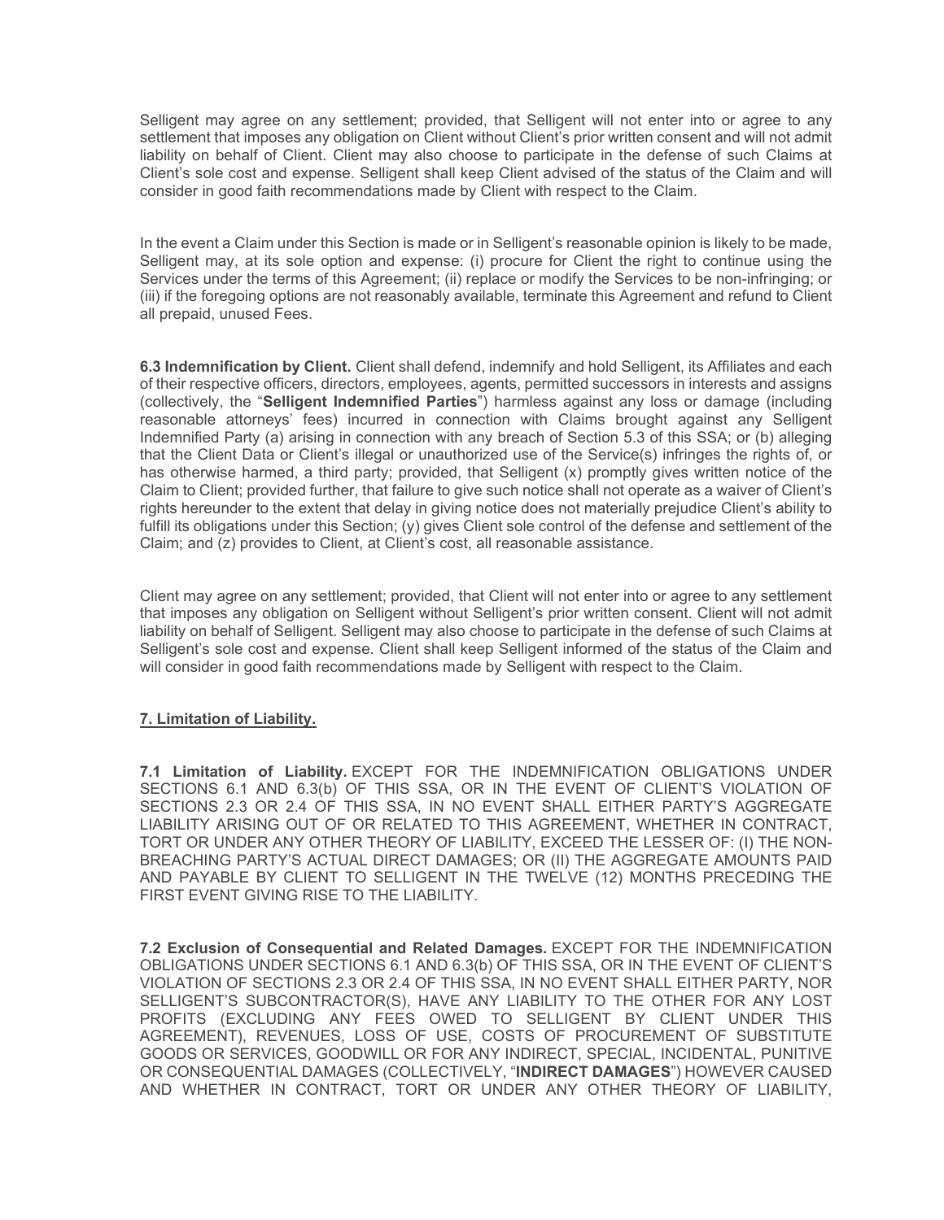Selligent may agree on any settlement; provided, that Selligent will not enter into or agree to any settlement that imposes any obligation on Client without Client's prior written consent and will not admit liability on behalf of Client. Client may also choose to participate in the defense of such Claims at Client's sole cost and expense. Selligent shall keep Client advised of the status of the Claim and will consider in good faith recommendations made by Client with respect to the Claim.

In the event a Claim under this Section is made or in Selligent's reasonable opinion is likely to be made, Selligent may, at its sole option and expense: (i) procure for Client the right to continue using the Services under the terms of this Agreement; (ii) replace or modify the Services to be non-infringing; or (iii) if the foregoing options are not reasonably available, terminate this Agreement and refund to Client all prepaid, unused Fees.

**6.3 Indemnification by Client.** Client shall defend, indemnify and hold Selligent, its Affiliates and each of their respective officers, directors, employees, agents, permitted successors in interests and assigns (collectively, the "**Selligent Indemnified Parties**") harmless against any loss or damage (including reasonable attorneys' fees) incurred in connection with Claims brought against any Selligent Indemnified Party (a) arising in connection with any breach of Section 5.3 of this SSA; or (b) alleging that the Client Data or Client's illegal or unauthorized use of the Service(s) infringes the rights of, or has otherwise harmed, a third party; provided, that Selligent (x) promptly gives written notice of the Claim to Client; provided further, that failure to give such notice shall not operate as a waiver of Client's rights hereunder to the extent that delay in giving notice does not materially prejudice Client's ability to fulfill its obligations under this Section; (y) gives Client sole control of the defense and settlement of the Claim; and (z) provides to Client, at Client's cost, all reasonable assistance.

Client may agree on any settlement; provided, that Client will not enter into or agree to any settlement that imposes any obligation on Selligent without Selligent's prior written consent. Client will not admit liability on behalf of Selligent. Selligent may also choose to participate in the defense of such Claims at Selligent's sole cost and expense. Client shall keep Selligent informed of the status of the Claim and will consider in good faith recommendations made by Selligent with respect to the Claim.

## 7. Limitation of Liability.

**7.1 Limitation of Liability.** EXCEPT FOR THE INDEMNIFICATION OBLIGATIONS UNDER SECTIONS 6.1 AND 6.3(b) OF THIS SSA, OR IN THE EVENT OF CLIENT'S VIOLATION OF SECTIONS 2.3 OR 2.4 OF THIS SSA, IN NO EVENT SHALL EITHER PARTY'S AGGREGATE LIABILITY ARISING OUT OF OR RELATED TO THIS AGREEMENT, WHETHER IN CONTRACT, TORT OR UNDER ANY OTHER THEORY OF LIABILITY, EXCEED THE LESSER OF: (I) THE NON-BREACHING PARTY'S ACTUAL DIRECT DAMAGES; OR (II) THE AGGREGATE AMOUNTS PAID AND PAYABLE BY CLIENT TO SELLIGENT IN THE TWELVE (12) MONTHS PRECEDING THE FIRST EVENT GIVING RISE TO THE LIABILITY.

**7.2 Exclusion of Consequential and Related Damages.** EXCEPT FOR THE INDEMNIFICATION OBLIGATIONS UNDER SECTIONS 6.1 AND 6.3(b) OF THIS SSA, OR IN THE EVENT OF CLIENT'S VIOLATION OF SECTIONS 2.3 OR 2.4 OF THIS SSA, IN NO EVENT SHALL EITHER PARTY, NOR SELLIGENT'S SUBCONTRACTOR(S), HAVE ANY LIABILITY TO THE OTHER FOR ANY LOST PROFITS (EXCLUDING ANY FEES OWED TO SELLIGENT BY CLIENT UNDER THIS AGREEMENT), REVENUES, LOSS OF USE, COSTS OF PROCUREMENT OF SUBSTITUTE GOODS OR SERVICES, GOODWILL OR FOR ANY INDIRECT, SPECIAL, INCIDENTAL, PUNITIVE OR CONSEQUENTIAL DAMAGES (COLLECTIVELY, "**INDIRECT DAMAGES**") HOWEVER CAUSED AND WHETHER IN CONTRACT, TORT OR UNDER ANY OTHER THEORY OF LIABILITY,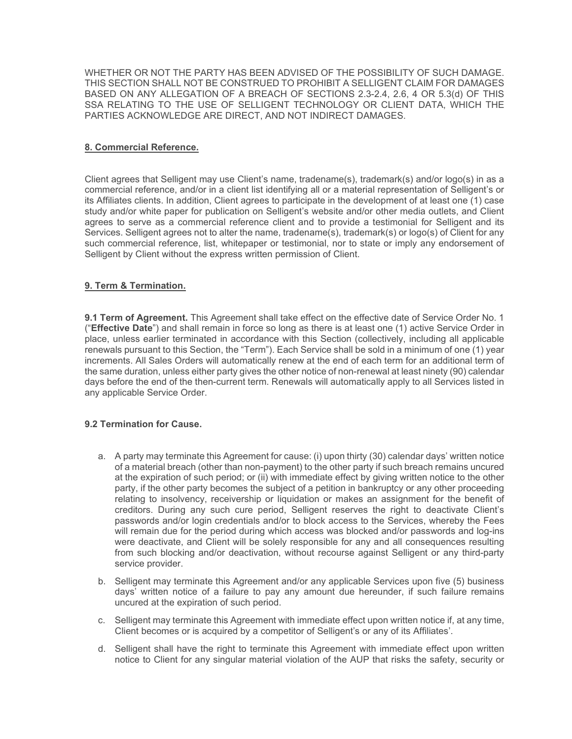WHETHER OR NOT THE PARTY HAS BEEN ADVISED OF THE POSSIBILITY OF SUCH DAMAGE. THIS SECTION SHALL NOT BE CONSTRUED TO PROHIBIT A SELLIGENT CLAIM FOR DAMAGES BASED ON ANY ALLEGATION OF A BREACH OF SECTIONS 2.3-2.4, 2.6, 4 OR 5.3(d) OF THIS SSA RELATING TO THE USE OF SELLIGENT TECHNOLOGY OR CLIENT DATA, WHICH THE PARTIES ACKNOWLEDGE ARE DIRECT, AND NOT INDIRECT DAMAGES.

## 8. Commercial Reference.

Client agrees that Selligent may use Client's name, tradename(s), trademark(s) and/or logo(s) in as a commercial reference, and/or in a client list identifying all or a material representation of Selligent's or its Affiliates clients. In addition, Client agrees to participate in the development of at least one (1) case study and/or white paper for publication on Selligent's website and/or other media outlets, and Client agrees to serve as a commercial reference client and to provide a testimonial for Selligent and its Services. Selligent agrees not to alter the name, tradename(s), trademark(s) or logo(s) of Client for any such commercial reference, list, whitepaper or testimonial, nor to state or imply any endorsement of Selligent by Client without the express written permission of Client.

## 9. Term & Termination.

**9.1 Term of Agreement.** This Agreement shall take effect on the effective date of Service Order No. 1 ("**Effective Date**") and shall remain in force so long as there is at least one (1) active Service Order in place, unless earlier terminated in accordance with this Section (collectively, including all applicable renewals pursuant to this Section, the "Term"). Each Service shall be sold in a minimum of one (1) year increments. All Sales Orders will automatically renew at the end of each term for an additional term of the same duration, unless either party gives the other notice of non-renewal at least ninety (90) calendar days before the end of the then-current term. Renewals will automatically apply to all Services listed in any applicable Service Order.

### 9.2 Termination for Cause.

a. A party may terminate this Agreement for cause: (i) upon thirty (30) calendar days' written notice of a material breach (other than non-payment) to the other party if such breach remains uncured at the expiration of such period; or (ii) with immediate effect by giving written notice to the other party, if the other party becomes the subject of a petition in bankruptcy or any other proceeding relating to insolvency, receivership or liquidation or makes an assignment for the benefit of creditors. During any such cure period, Selligent reserves the right to deactivate Client's passwords and/or login credentials and/or to block access to the Services, whereby the Fees will remain due for the period during which access was blocked and/or passwords and log-ins were deactivate, and Client will be solely responsible for any and all consequences resulting from such blocking and/or deactivation, without recourse against Selligent or any third-party service provider.

b. Selligent may terminate this Agreement and/or any applicable Services upon five (5) business days' written notice of a failure to pay any amount due hereunder, if such failure remains uncured at the expiration of such period.

c. Selligent may terminate this Agreement with immediate effect upon written notice if, at any time, Client becomes or is acquired by a competitor of Selligent's or any of its Affiliates'.

d. Selligent shall have the right to terminate this Agreement with immediate effect upon written notice to Client for any singular material violation of the AUP that risks the safety, security or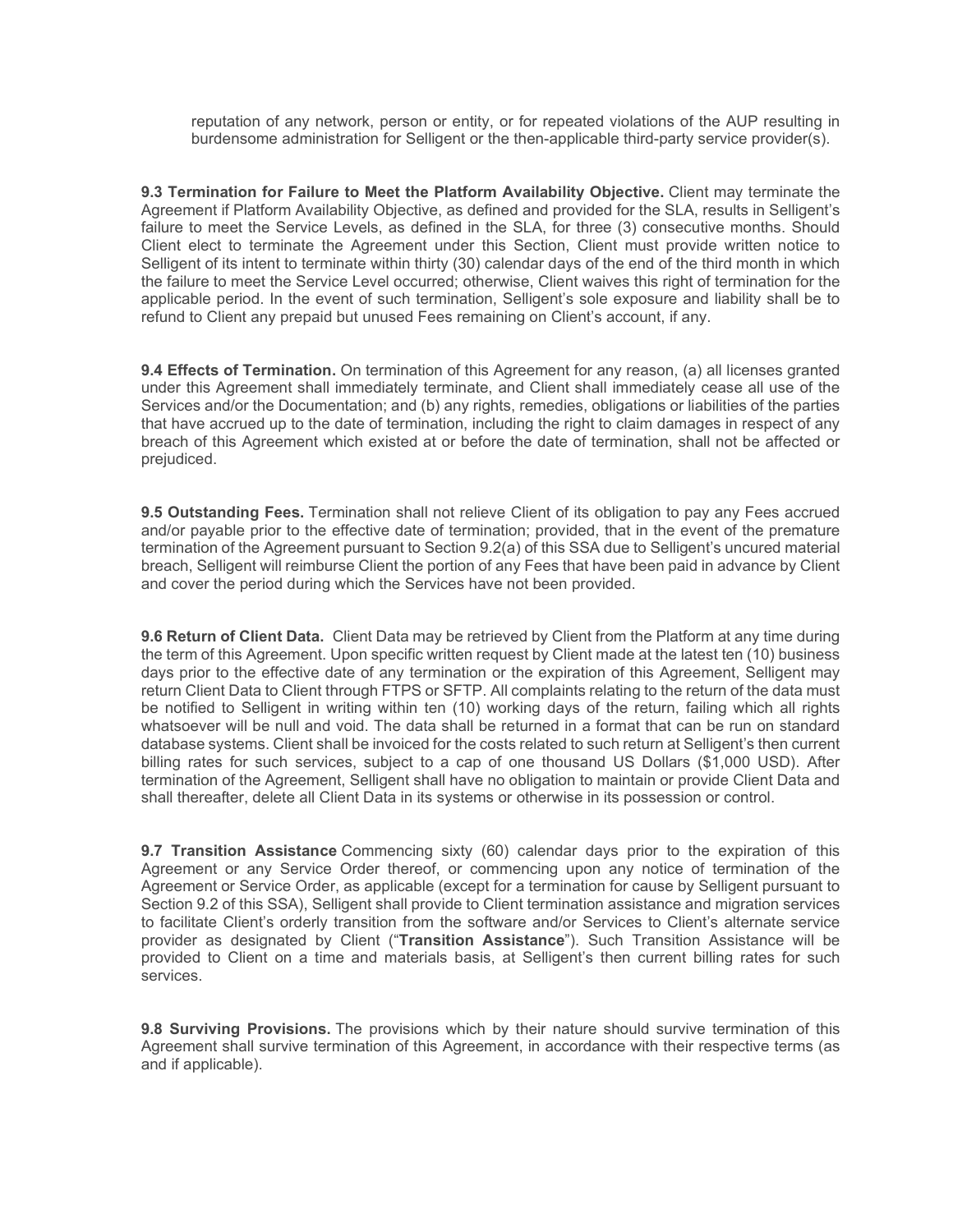reputation of any network, person or entity, or for repeated violations of the AUP resulting in burdensome administration for Selligent or the then-applicable third-party service provider(s).

**9.3 Termination for Failure to Meet the Platform Availability Objective.** Client may terminate the Agreement if Platform Availability Objective, as defined and provided for the SLA, results in Selligent's failure to meet the Service Levels, as defined in the SLA, for three (3) consecutive months. Should Client elect to terminate the Agreement under this Section, Client must provide written notice to Selligent of its intent to terminate within thirty (30) calendar days of the end of the third month in which the failure to meet the Service Level occurred; otherwise, Client waives this right of termination for the applicable period. In the event of such termination, Selligent's sole exposure and liability shall be to refund to Client any prepaid but unused Fees remaining on Client's account, if any.

**9.4 Effects of Termination.** On termination of this Agreement for any reason, (a) all licenses granted under this Agreement shall immediately terminate, and Client shall immediately cease all use of the Services and/or the Documentation; and (b) any rights, remedies, obligations or liabilities of the parties that have accrued up to the date of termination, including the right to claim damages in respect of any breach of this Agreement which existed at or before the date of termination, shall not be affected or prejudiced.

**9.5 Outstanding Fees.** Termination shall not relieve Client of its obligation to pay any Fees accrued and/or payable prior to the effective date of termination; provided, that in the event of the premature termination of the Agreement pursuant to Section 9.2(a) of this SSA due to Selligent's uncured material breach, Selligent will reimburse Client the portion of any Fees that have been paid in advance by Client and cover the period during which the Services have not been provided.

**9.6 Return of Client Data.** Client Data may be retrieved by Client from the Platform at any time during the term of this Agreement. Upon specific written request by Client made at the latest ten (10) business days prior to the effective date of any termination or the expiration of this Agreement, Selligent may return Client Data to Client through FTPS or SFTP. All complaints relating to the return of the data must be notified to Selligent in writing within ten (10) working days of the return, failing which all rights whatsoever will be null and void. The data shall be returned in a format that can be run on standard database systems. Client shall be invoiced for the costs related to such return at Selligent's then current billing rates for such services, subject to a cap of one thousand US Dollars ($1,000 USD). After termination of the Agreement, Selligent shall have no obligation to maintain or provide Client Data and shall thereafter, delete all Client Data in its systems or otherwise in its possession or control.

**9.7 Transition Assistance** Commencing sixty (60) calendar days prior to the expiration of this Agreement or any Service Order thereof, or commencing upon any notice of termination of the Agreement or Service Order, as applicable (except for a termination for cause by Selligent pursuant to Section 9.2 of this SSA), Selligent shall provide to Client termination assistance and migration services to facilitate Client's orderly transition from the software and/or Services to Client's alternate service provider as designated by Client ("**Transition Assistance**"). Such Transition Assistance will be provided to Client on a time and materials basis, at Selligent's then current billing rates for such services.

**9.8 Surviving Provisions.** The provisions which by their nature should survive termination of this Agreement shall survive termination of this Agreement, in accordance with their respective terms (as and if applicable).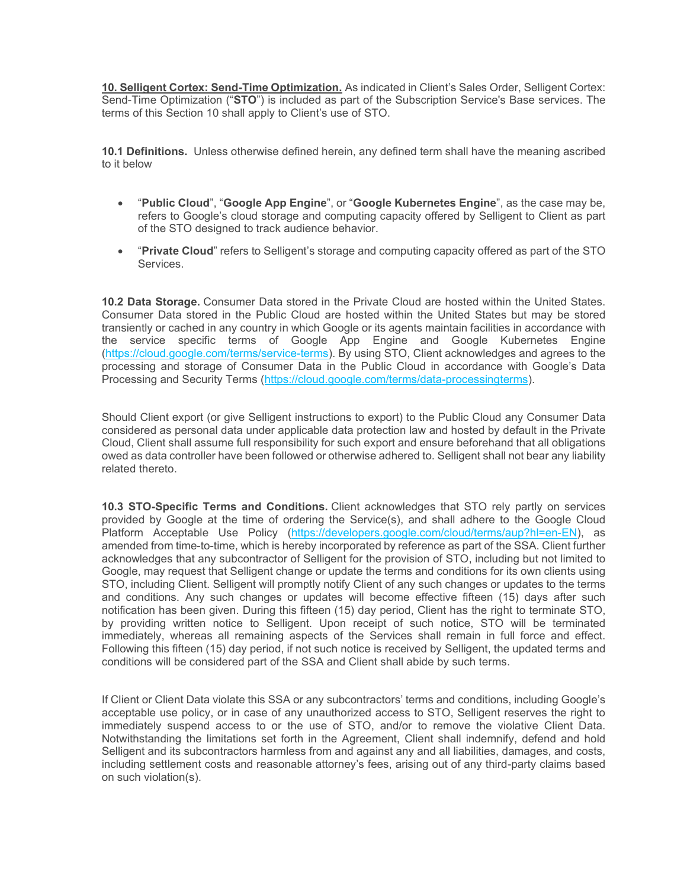**<u>10. Selligent Cortex: Send-Time Optimization.</u>** As indicated in Client's Sales Order, Selligent Cortex: Send-Time Optimization ("**STO**") is included as part of the Subscription Service's Base services. The terms of this Section 10 shall apply to Client's use of STO.

**10.1 Definitions.** Unless otherwise defined herein, any defined term shall have the meaning ascribed to it below

- "**Public Cloud**", "**Google App Engine**", or "**Google Kubernetes Engine**", as the case may be, refers to Google's cloud storage and computing capacity offered by Selligent to Client as part of the STO designed to track audience behavior.
- "**Private Cloud**" refers to Selligent's storage and computing capacity offered as part of the STO Services.

**10.2 Data Storage.** Consumer Data stored in the Private Cloud are hosted within the United States. Consumer Data stored in the Public Cloud are hosted within the United States but may be stored transiently or cached in any country in which Google or its agents maintain facilities in accordance with the service specific terms of Google App Engine and Google Kubernetes Engine (https://cloud.google.com/terms/service-terms). By using STO, Client acknowledges and agrees to the processing and storage of Consumer Data in the Public Cloud in accordance with Google's Data Processing and Security Terms (https://cloud.google.com/terms/data-processingterms).

Should Client export (or give Selligent instructions to export) to the Public Cloud any Consumer Data considered as personal data under applicable data protection law and hosted by default in the Private Cloud, Client shall assume full responsibility for such export and ensure beforehand that all obligations owed as data controller have been followed or otherwise adhered to. Selligent shall not bear any liability related thereto.

**10.3 STO-Specific Terms and Conditions.** Client acknowledges that STO rely partly on services provided by Google at the time of ordering the Service(s), and shall adhere to the Google Cloud Platform Acceptable Use Policy (https://developers.google.com/cloud/terms/aup?hl=en-EN), as amended from time-to-time, which is hereby incorporated by reference as part of the SSA. Client further acknowledges that any subcontractor of Selligent for the provision of STO, including but not limited to Google, may request that Selligent change or update the terms and conditions for its own clients using STO, including Client. Selligent will promptly notify Client of any such changes or updates to the terms and conditions. Any such changes or updates will become effective fifteen (15) days after such notification has been given. During this fifteen (15) day period, Client has the right to terminate STO, by providing written notice to Selligent. Upon receipt of such notice, STO will be terminated immediately, whereas all remaining aspects of the Services shall remain in full force and effect. Following this fifteen (15) day period, if not such notice is received by Selligent, the updated terms and conditions will be considered part of the SSA and Client shall abide by such terms.

If Client or Client Data violate this SSA or any subcontractors' terms and conditions, including Google's acceptable use policy, or in case of any unauthorized access to STO, Selligent reserves the right to immediately suspend access to or the use of STO, and/or to remove the violative Client Data. Notwithstanding the limitations set forth in the Agreement, Client shall indemnify, defend and hold Selligent and its subcontractors harmless from and against any and all liabilities, damages, and costs, including settlement costs and reasonable attorney's fees, arising out of any third-party claims based on such violation(s).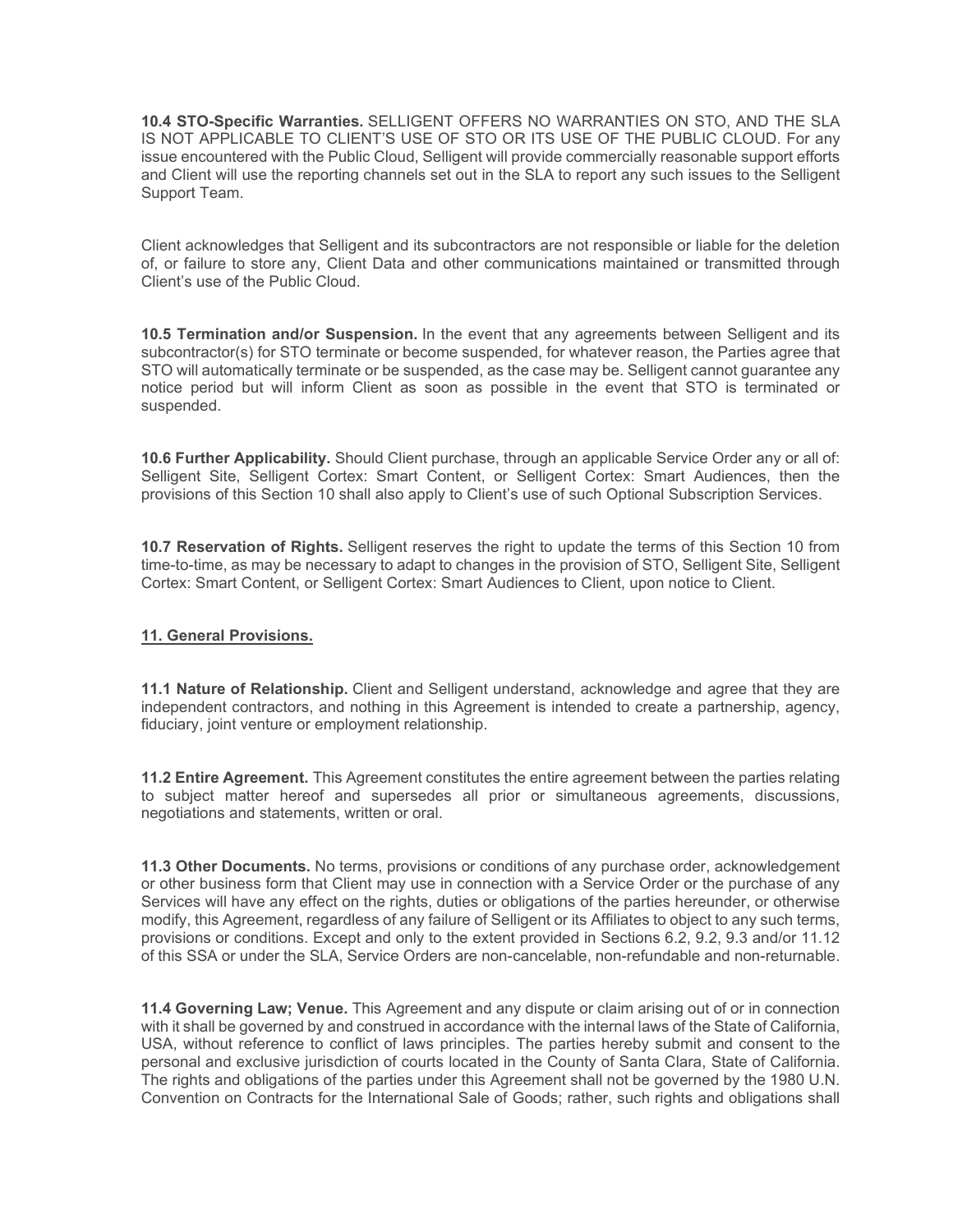**10.4 STO-Specific Warranties.** SELLIGENT OFFERS NO WARRANTIES ON STO, AND THE SLA IS NOT APPLICABLE TO CLIENT'S USE OF STO OR ITS USE OF THE PUBLIC CLOUD. For any issue encountered with the Public Cloud, Selligent will provide commercially reasonable support efforts and Client will use the reporting channels set out in the SLA to report any such issues to the Selligent Support Team.

Client acknowledges that Selligent and its subcontractors are not responsible or liable for the deletion of, or failure to store any, Client Data and other communications maintained or transmitted through Client's use of the Public Cloud.

**10.5 Termination and/or Suspension.** In the event that any agreements between Selligent and its subcontractor(s) for STO terminate or become suspended, for whatever reason, the Parties agree that STO will automatically terminate or be suspended, as the case may be. Selligent cannot guarantee any notice period but will inform Client as soon as possible in the event that STO is terminated or suspended.

**10.6 Further Applicability.** Should Client purchase, through an applicable Service Order any or all of: Selligent Site, Selligent Cortex: Smart Content, or Selligent Cortex: Smart Audiences, then the provisions of this Section 10 shall also apply to Client's use of such Optional Subscription Services.

**10.7 Reservation of Rights.** Selligent reserves the right to update the terms of this Section 10 from time-to-time, as may be necessary to adapt to changes in the provision of STO, Selligent Site, Selligent Cortex: Smart Content, or Selligent Cortex: Smart Audiences to Client, upon notice to Client.

## 11. General Provisions.

**11.1 Nature of Relationship.** Client and Selligent understand, acknowledge and agree that they are independent contractors, and nothing in this Agreement is intended to create a partnership, agency, fiduciary, joint venture or employment relationship.

**11.2 Entire Agreement.** This Agreement constitutes the entire agreement between the parties relating to subject matter hereof and supersedes all prior or simultaneous agreements, discussions, negotiations and statements, written or oral.

**11.3 Other Documents.** No terms, provisions or conditions of any purchase order, acknowledgement or other business form that Client may use in connection with a Service Order or the purchase of any Services will have any effect on the rights, duties or obligations of the parties hereunder, or otherwise modify, this Agreement, regardless of any failure of Selligent or its Affiliates to object to any such terms, provisions or conditions. Except and only to the extent provided in Sections 6.2, 9.2, 9.3 and/or 11.12 of this SSA or under the SLA, Service Orders are non-cancelable, non-refundable and non-returnable.

**11.4 Governing Law; Venue.** This Agreement and any dispute or claim arising out of or in connection with it shall be governed by and construed in accordance with the internal laws of the State of California, USA, without reference to conflict of laws principles. The parties hereby submit and consent to the personal and exclusive jurisdiction of courts located in the County of Santa Clara, State of California. The rights and obligations of the parties under this Agreement shall not be governed by the 1980 U.N. Convention on Contracts for the International Sale of Goods; rather, such rights and obligations shall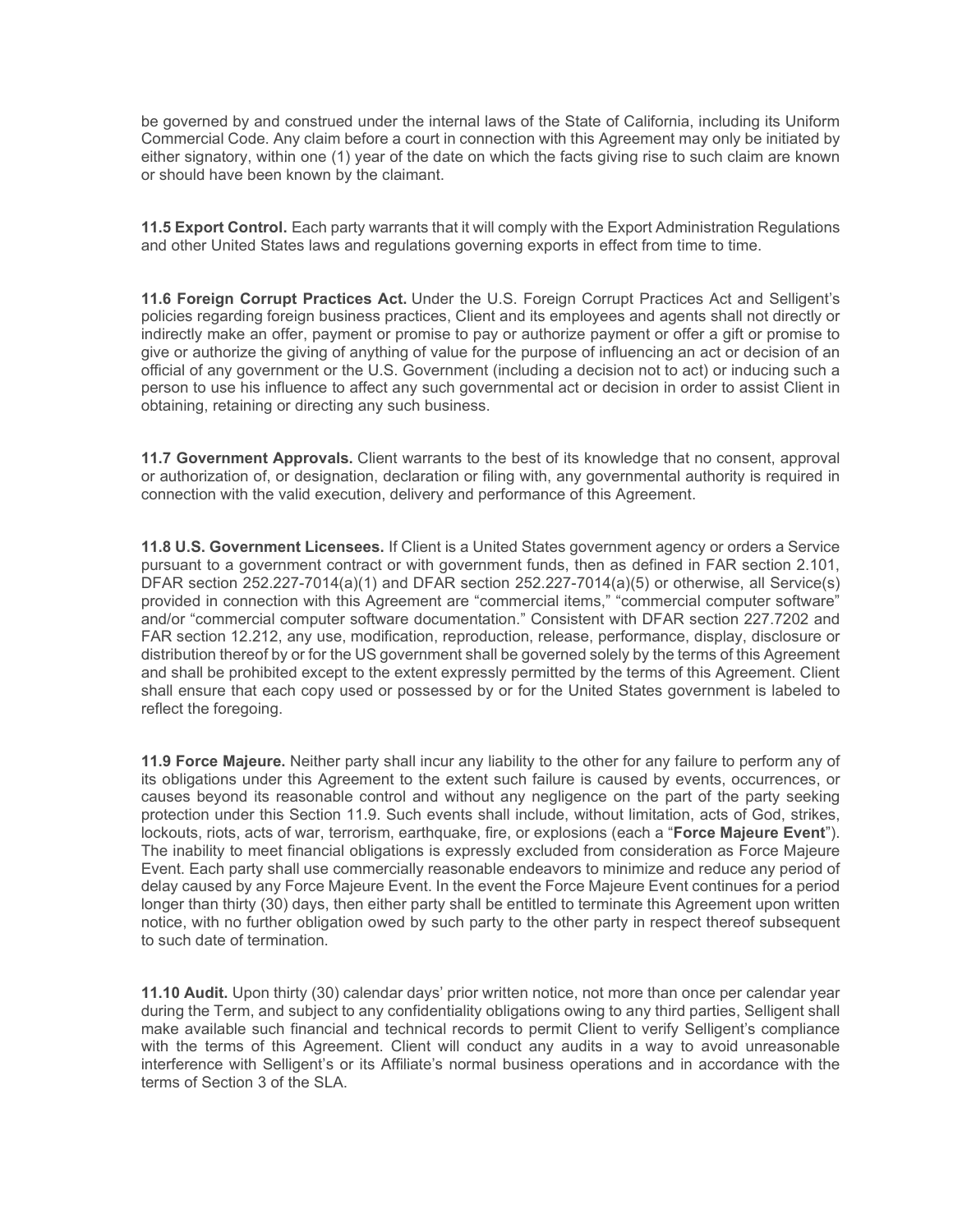be governed by and construed under the internal laws of the State of California, including its Uniform Commercial Code. Any claim before a court in connection with this Agreement may only be initiated by either signatory, within one (1) year of the date on which the facts giving rise to such claim are known or should have been known by the claimant.

**11.5 Export Control.** Each party warrants that it will comply with the Export Administration Regulations and other United States laws and regulations governing exports in effect from time to time.

**11.6 Foreign Corrupt Practices Act.** Under the U.S. Foreign Corrupt Practices Act and Selligent's policies regarding foreign business practices, Client and its employees and agents shall not directly or indirectly make an offer, payment or promise to pay or authorize payment or offer a gift or promise to give or authorize the giving of anything of value for the purpose of influencing an act or decision of an official of any government or the U.S. Government (including a decision not to act) or inducing such a person to use his influence to affect any such governmental act or decision in order to assist Client in obtaining, retaining or directing any such business.

**11.7 Government Approvals.** Client warrants to the best of its knowledge that no consent, approval or authorization of, or designation, declaration or filing with, any governmental authority is required in connection with the valid execution, delivery and performance of this Agreement.

**11.8 U.S. Government Licensees.** If Client is a United States government agency or orders a Service pursuant to a government contract or with government funds, then as defined in FAR section 2.101, DFAR section 252.227-7014(a)(1) and DFAR section 252.227-7014(a)(5) or otherwise, all Service(s) provided in connection with this Agreement are "commercial items," "commercial computer software" and/or "commercial computer software documentation." Consistent with DFAR section 227.7202 and FAR section 12.212, any use, modification, reproduction, release, performance, display, disclosure or distribution thereof by or for the US government shall be governed solely by the terms of this Agreement and shall be prohibited except to the extent expressly permitted by the terms of this Agreement. Client shall ensure that each copy used or possessed by or for the United States government is labeled to reflect the foregoing.

**11.9 Force Majeure.** Neither party shall incur any liability to the other for any failure to perform any of its obligations under this Agreement to the extent such failure is caused by events, occurrences, or causes beyond its reasonable control and without any negligence on the part of the party seeking protection under this Section 11.9. Such events shall include, without limitation, acts of God, strikes, lockouts, riots, acts of war, terrorism, earthquake, fire, or explosions (each a "**Force Majeure Event**"). The inability to meet financial obligations is expressly excluded from consideration as Force Majeure Event. Each party shall use commercially reasonable endeavors to minimize and reduce any period of delay caused by any Force Majeure Event. In the event the Force Majeure Event continues for a period longer than thirty (30) days, then either party shall be entitled to terminate this Agreement upon written notice, with no further obligation owed by such party to the other party in respect thereof subsequent to such date of termination.

**11.10 Audit.** Upon thirty (30) calendar days' prior written notice, not more than once per calendar year during the Term, and subject to any confidentiality obligations owing to any third parties, Selligent shall make available such financial and technical records to permit Client to verify Selligent's compliance with the terms of this Agreement. Client will conduct any audits in a way to avoid unreasonable interference with Selligent's or its Affiliate's normal business operations and in accordance with the terms of Section 3 of the SLA.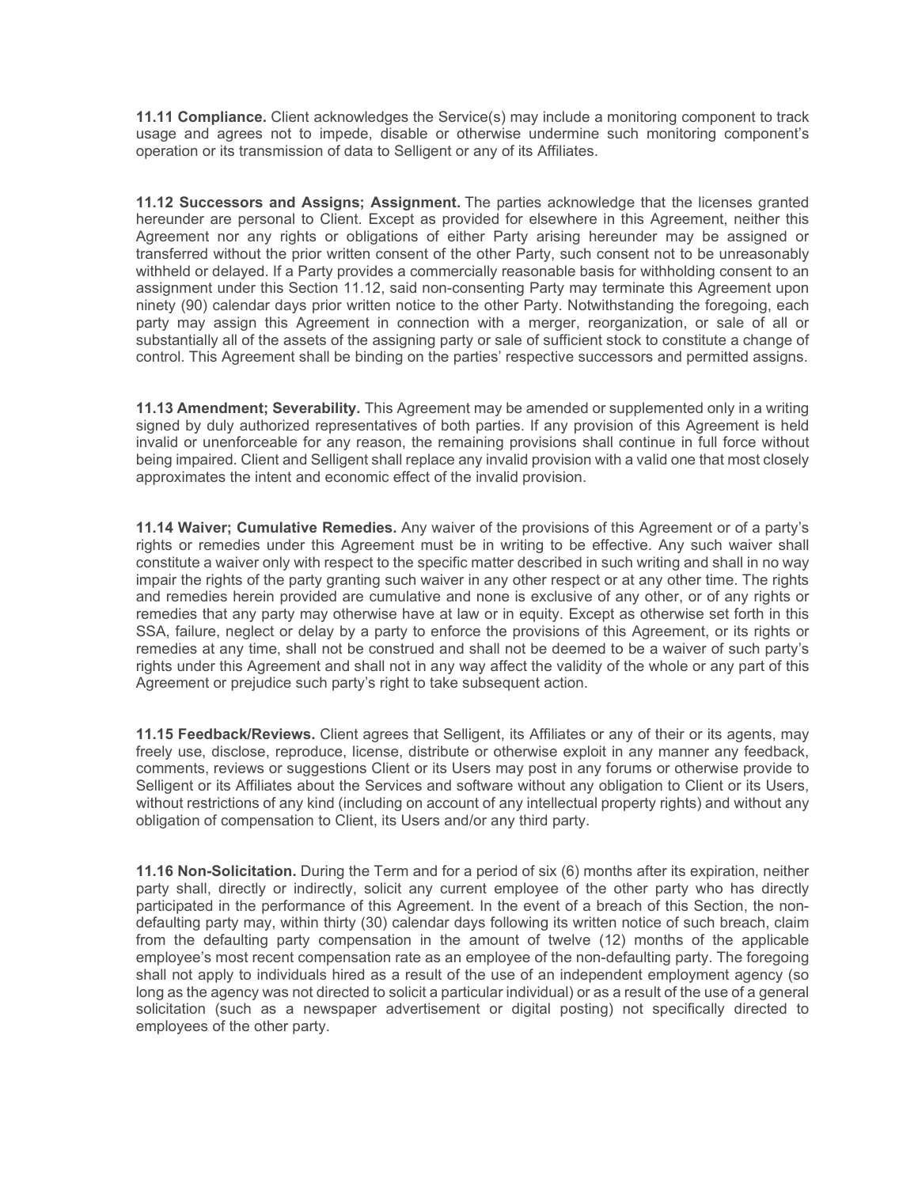**11.11 Compliance.** Client acknowledges the Service(s) may include a monitoring component to track usage and agrees not to impede, disable or otherwise undermine such monitoring component's operation or its transmission of data to Selligent or any of its Affiliates.

**11.12 Successors and Assigns; Assignment.** The parties acknowledge that the licenses granted hereunder are personal to Client. Except as provided for elsewhere in this Agreement, neither this Agreement nor any rights or obligations of either Party arising hereunder may be assigned or transferred without the prior written consent of the other Party, such consent not to be unreasonably withheld or delayed. If a Party provides a commercially reasonable basis for withholding consent to an assignment under this Section 11.12, said non-consenting Party may terminate this Agreement upon ninety (90) calendar days prior written notice to the other Party. Notwithstanding the foregoing, each party may assign this Agreement in connection with a merger, reorganization, or sale of all or substantially all of the assets of the assigning party or sale of sufficient stock to constitute a change of control. This Agreement shall be binding on the parties' respective successors and permitted assigns.

**11.13 Amendment; Severability.** This Agreement may be amended or supplemented only in a writing signed by duly authorized representatives of both parties. If any provision of this Agreement is held invalid or unenforceable for any reason, the remaining provisions shall continue in full force without being impaired. Client and Selligent shall replace any invalid provision with a valid one that most closely approximates the intent and economic effect of the invalid provision.

**11.14 Waiver; Cumulative Remedies.** Any waiver of the provisions of this Agreement or of a party's rights or remedies under this Agreement must be in writing to be effective. Any such waiver shall constitute a waiver only with respect to the specific matter described in such writing and shall in no way impair the rights of the party granting such waiver in any other respect or at any other time. The rights and remedies herein provided are cumulative and none is exclusive of any other, or of any rights or remedies that any party may otherwise have at law or in equity. Except as otherwise set forth in this SSA, failure, neglect or delay by a party to enforce the provisions of this Agreement, or its rights or remedies at any time, shall not be construed and shall not be deemed to be a waiver of such party's rights under this Agreement and shall not in any way affect the validity of the whole or any part of this Agreement or prejudice such party's right to take subsequent action.

**11.15 Feedback/Reviews.** Client agrees that Selligent, its Affiliates or any of their or its agents, may freely use, disclose, reproduce, license, distribute or otherwise exploit in any manner any feedback, comments, reviews or suggestions Client or its Users may post in any forums or otherwise provide to Selligent or its Affiliates about the Services and software without any obligation to Client or its Users, without restrictions of any kind (including on account of any intellectual property rights) and without any obligation of compensation to Client, its Users and/or any third party.

**11.16 Non-Solicitation.** During the Term and for a period of six (6) months after its expiration, neither party shall, directly or indirectly, solicit any current employee of the other party who has directly participated in the performance of this Agreement. In the event of a breach of this Section, the non-defaulting party may, within thirty (30) calendar days following its written notice of such breach, claim from the defaulting party compensation in the amount of twelve (12) months of the applicable employee's most recent compensation rate as an employee of the non-defaulting party. The foregoing shall not apply to individuals hired as a result of the use of an independent employment agency (so long as the agency was not directed to solicit a particular individual) or as a result of the use of a general solicitation (such as a newspaper advertisement or digital posting) not specifically directed to employees of the other party.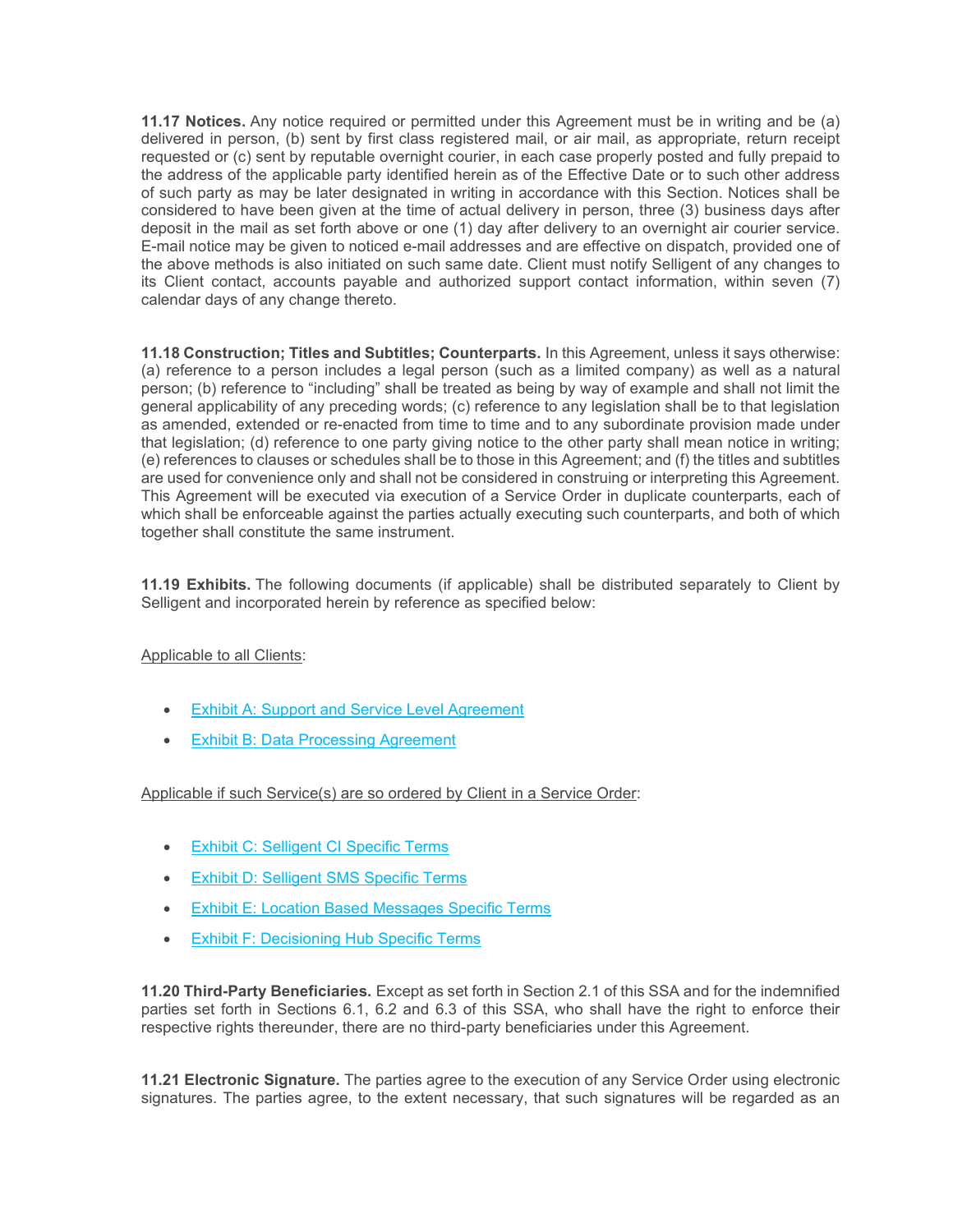**11.17 Notices.** Any notice required or permitted under this Agreement must be in writing and be (a) delivered in person, (b) sent by first class registered mail, or air mail, as appropriate, return receipt requested or (c) sent by reputable overnight courier, in each case properly posted and fully prepaid to the address of the applicable party identified herein as of the Effective Date or to such other address of such party as may be later designated in writing in accordance with this Section. Notices shall be considered to have been given at the time of actual delivery in person, three (3) business days after deposit in the mail as set forth above or one (1) day after delivery to an overnight air courier service. E-mail notice may be given to noticed e-mail addresses and are effective on dispatch, provided one of the above methods is also initiated on such same date. Client must notify Selligent of any changes to its Client contact, accounts payable and authorized support contact information, within seven (7) calendar days of any change thereto.

**11.18 Construction; Titles and Subtitles; Counterparts.** In this Agreement, unless it says otherwise: (a) reference to a person includes a legal person (such as a limited company) as well as a natural person; (b) reference to "including" shall be treated as being by way of example and shall not limit the general applicability of any preceding words; (c) reference to any legislation shall be to that legislation as amended, extended or re-enacted from time to time and to any subordinate provision made under that legislation; (d) reference to one party giving notice to the other party shall mean notice in writing; (e) references to clauses or schedules shall be to those in this Agreement; and (f) the titles and subtitles are used for convenience only and shall not be considered in construing or interpreting this Agreement. This Agreement will be executed via execution of a Service Order in duplicate counterparts, each of which shall be enforceable against the parties actually executing such counterparts, and both of which together shall constitute the same instrument.

**11.19 Exhibits.** The following documents (if applicable) shall be distributed separately to Client by Selligent and incorporated herein by reference as specified below:

Applicable to all Clients:

- Exhibit A: Support and Service Level Agreement
- Exhibit B: Data Processing Agreement

Applicable if such Service(s) are so ordered by Client in a Service Order:

- Exhibit C: Selligent CI Specific Terms
- Exhibit D: Selligent SMS Specific Terms
- Exhibit E: Location Based Messages Specific Terms
- Exhibit F: Decisioning Hub Specific Terms

**11.20 Third-Party Beneficiaries.** Except as set forth in Section 2.1 of this SSA and for the indemnified parties set forth in Sections 6.1, 6.2 and 6.3 of this SSA, who shall have the right to enforce their respective rights thereunder, there are no third-party beneficiaries under this Agreement.

**11.21 Electronic Signature.** The parties agree to the execution of any Service Order using electronic signatures. The parties agree, to the extent necessary, that such signatures will be regarded as an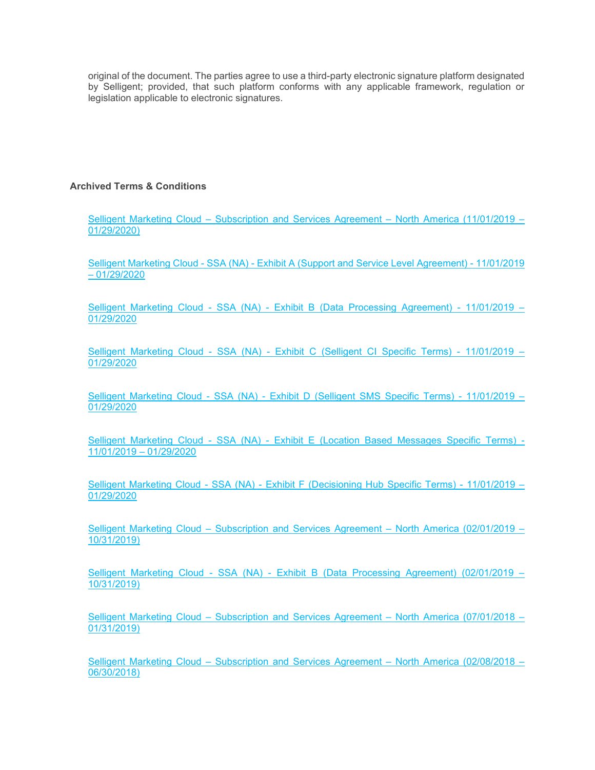original of the document. The parties agree to use a third-party electronic signature platform designated by Selligent; provided, that such platform conforms with any applicable framework, regulation or legislation applicable to electronic signatures.

**Archived Terms & Conditions**

Selligent Marketing Cloud – Subscription and Services Agreement – North America (11/01/2019 – 01/29/2020)

Selligent Marketing Cloud - SSA (NA) - Exhibit A (Support and Service Level Agreement) - 11/01/2019 – 01/29/2020

Selligent Marketing Cloud - SSA (NA) - Exhibit B (Data Processing Agreement) - 11/01/2019 – 01/29/2020

Selligent Marketing Cloud - SSA (NA) - Exhibit C (Selligent CI Specific Terms) - 11/01/2019 – 01/29/2020

Selligent Marketing Cloud - SSA (NA) - Exhibit D (Selligent SMS Specific Terms) - 11/01/2019 – 01/29/2020

Selligent Marketing Cloud - SSA (NA) - Exhibit E (Location Based Messages Specific Terms) - 11/01/2019 – 01/29/2020

Selligent Marketing Cloud - SSA (NA) - Exhibit F (Decisioning Hub Specific Terms) - 11/01/2019 – 01/29/2020

Selligent Marketing Cloud – Subscription and Services Agreement – North America (02/01/2019 – 10/31/2019)

Selligent Marketing Cloud - SSA (NA) - Exhibit B (Data Processing Agreement) (02/01/2019 – 10/31/2019)

Selligent Marketing Cloud – Subscription and Services Agreement – North America (07/01/2018 – 01/31/2019)

Selligent Marketing Cloud – Subscription and Services Agreement – North America (02/08/2018 – 06/30/2018)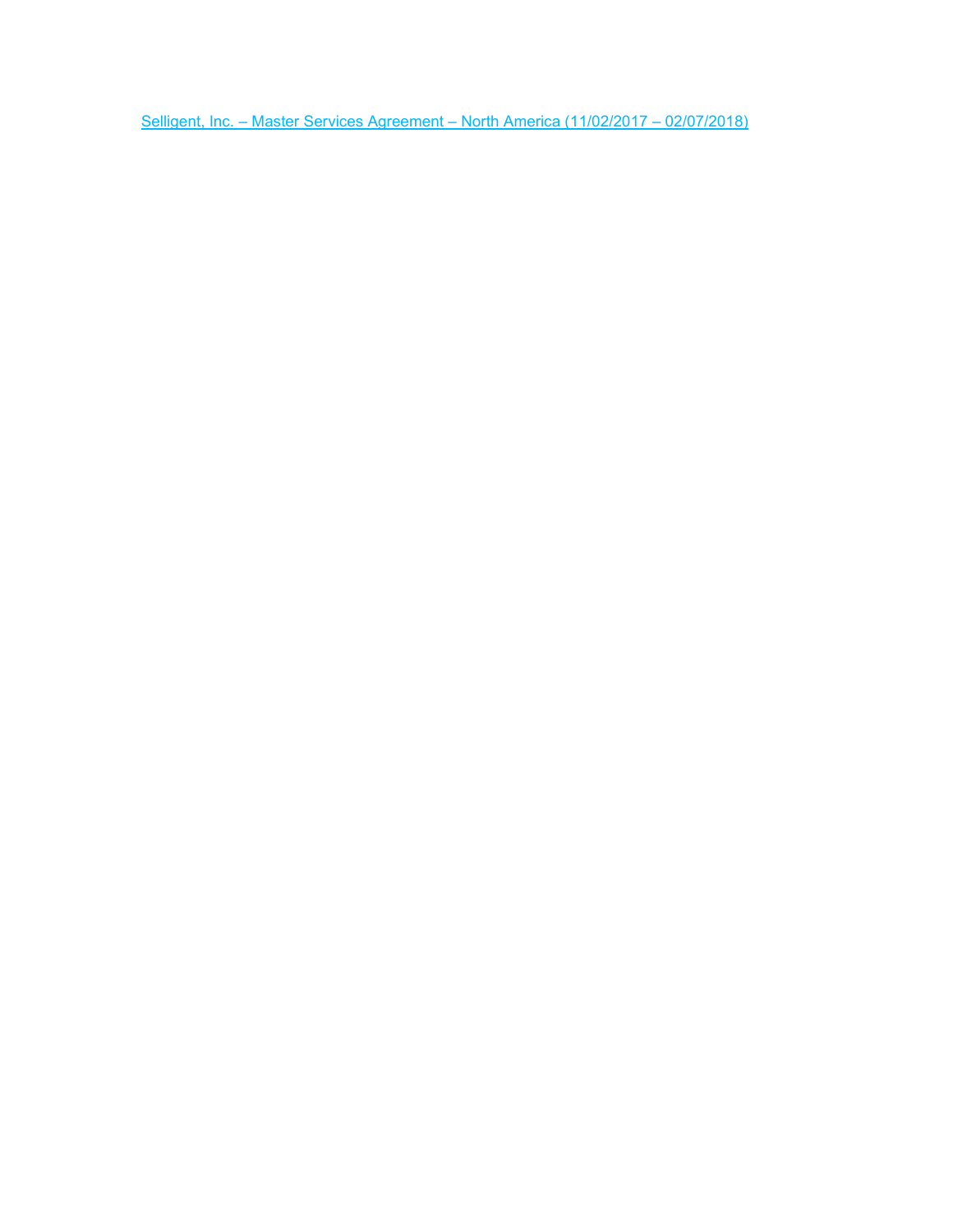Selligent, Inc. – Master Services Agreement – North America (11/02/2017 – 02/07/2018)